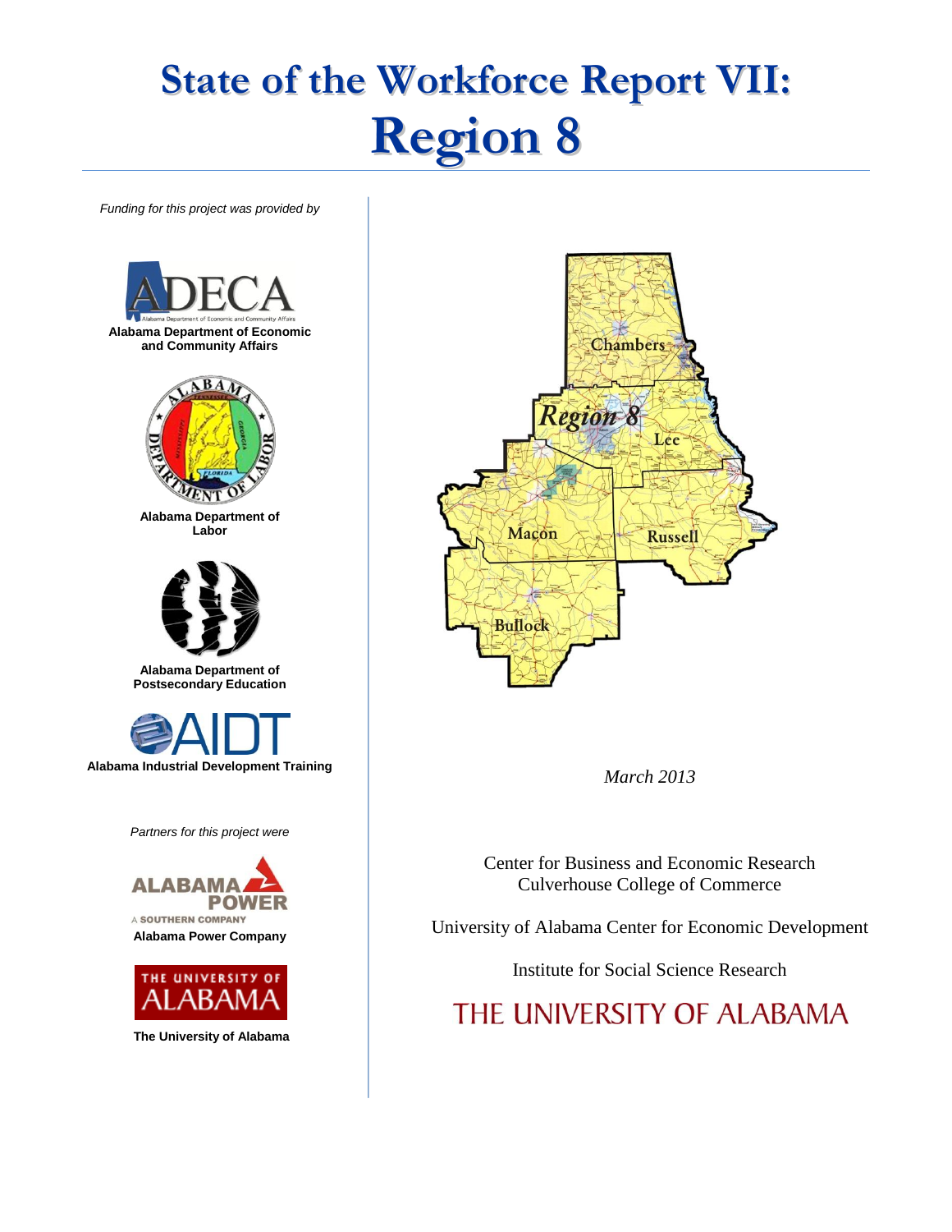# State of the Workforce Report VII: Region 8

*Funding for this project was provided by*

**Alabama Department of Economic and Community Affairs**

**Alabama Department of Labor**

**Alabama Department of Postsecondary Education**

**Alabama Industrial Development Training**

*Partners for this project were*

**Alabama Power Company**

**The University of Alabama**

*March 2013*

Center for Business and Economic Research
Culverhouse College of Commerce

University of Alabama Center for Economic Development

Institute for Social Science Research

THE UNIVERSITY OF ALABAMA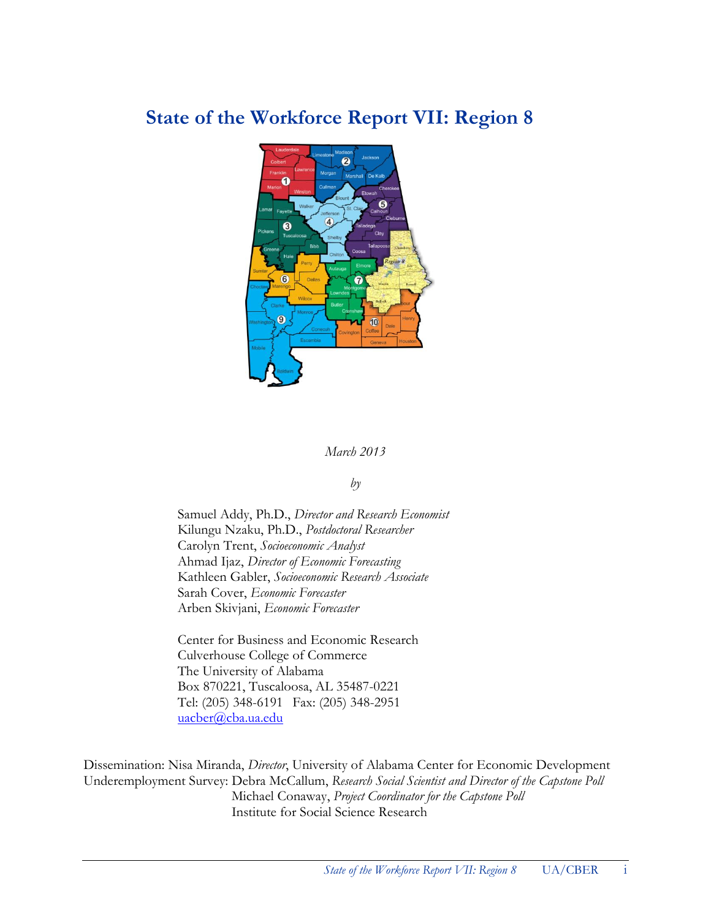# State of the Workforce Report VII: Region 8

*March 2013*

*by*

Samuel Addy, Ph.D., *Director and Research Economist*
Kilungu Nzaku, Ph.D., *Postdoctoral Researcher*
Carolyn Trent, *Socioeconomic Analyst*
Ahmad Ijaz, *Director of Economic Forecasting*
Kathleen Gabler, *Socioeconomic Research Associate*
Sarah Cover, *Economic Forecaster*
Arben Skivjani, *Economic Forecaster*

Center for Business and Economic Research
Culverhouse College of Commerce
The University of Alabama
Box 870221, Tuscaloosa, AL 35487-0221
Tel: (205) 348-6191 Fax: (205) 348-2951
uacber@cba.ua.edu

Dissemination: Nisa Miranda, *Director*, University of Alabama Center for Economic Development
Underemployment Survey: Debra McCallum, *Research Social Scientist and Director of the Capstone Poll*
Michael Conaway, *Project Coordinator for the Capstone Poll*
Institute for Social Science Research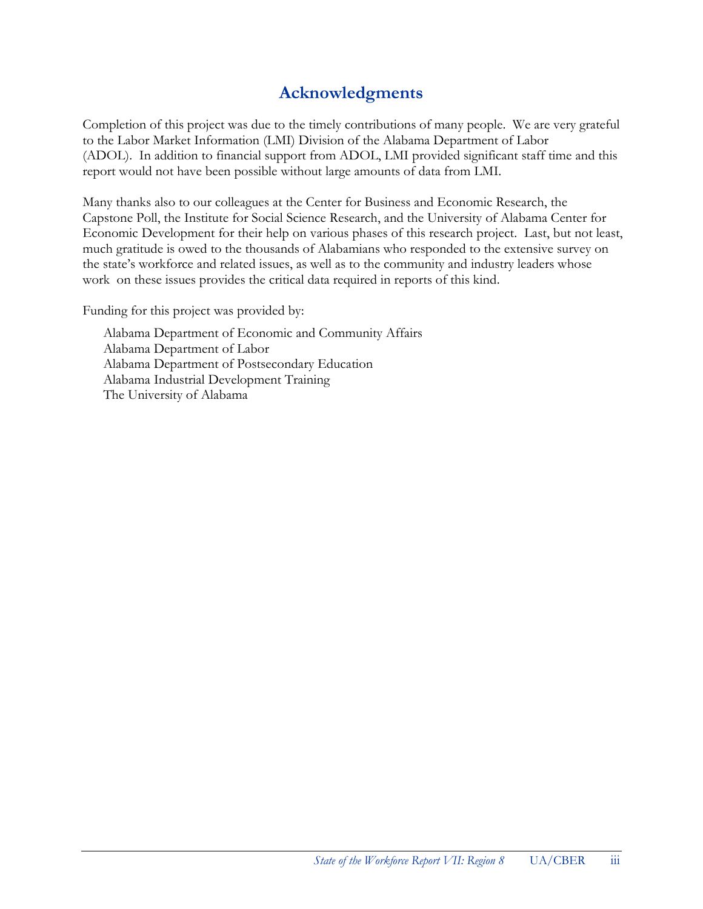# Acknowledgments

Completion of this project was due to the timely contributions of many people. We are very grateful to the Labor Market Information (LMI) Division of the Alabama Department of Labor (ADOL). In addition to financial support from ADOL, LMI provided significant staff time and this report would not have been possible without large amounts of data from LMI.

Many thanks also to our colleagues at the Center for Business and Economic Research, the Capstone Poll, the Institute for Social Science Research, and the University of Alabama Center for Economic Development for their help on various phases of this research project. Last, but not least, much gratitude is owed to the thousands of Alabamians who responded to the extensive survey on the state's workforce and related issues, as well as to the community and industry leaders whose work on these issues provides the critical data required in reports of this kind.

Funding for this project was provided by:

Alabama Department of Economic and Community Affairs
Alabama Department of Labor
Alabama Department of Postsecondary Education
Alabama Industrial Development Training
The University of Alabama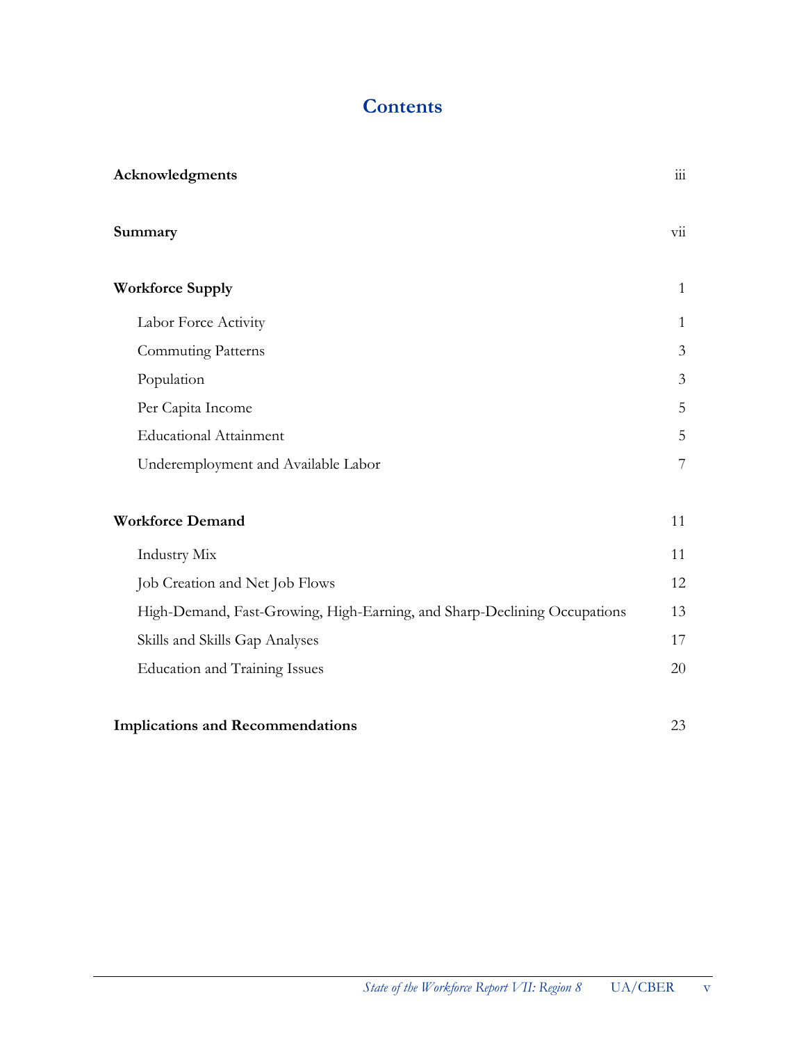# Contents

| | |
|---|---|
| **Acknowledgments** | iii |
| **Summary** | vii |
| **Workforce Supply** | 1 |
| Labor Force Activity | 1 |
| Commuting Patterns | 3 |
| Population | 3 |
| Per Capita Income | 5 |
| Educational Attainment | 5 |
| Underemployment and Available Labor | 7 |
| **Workforce Demand** | 11 |
| Industry Mix | 11 |
| Job Creation and Net Job Flows | 12 |
| High-Demand, Fast-Growing, High-Earning, and Sharp-Declining Occupations | 13 |
| Skills and Skills Gap Analyses | 17 |
| Education and Training Issues | 20 |
| **Implications and Recommendations** | 23 |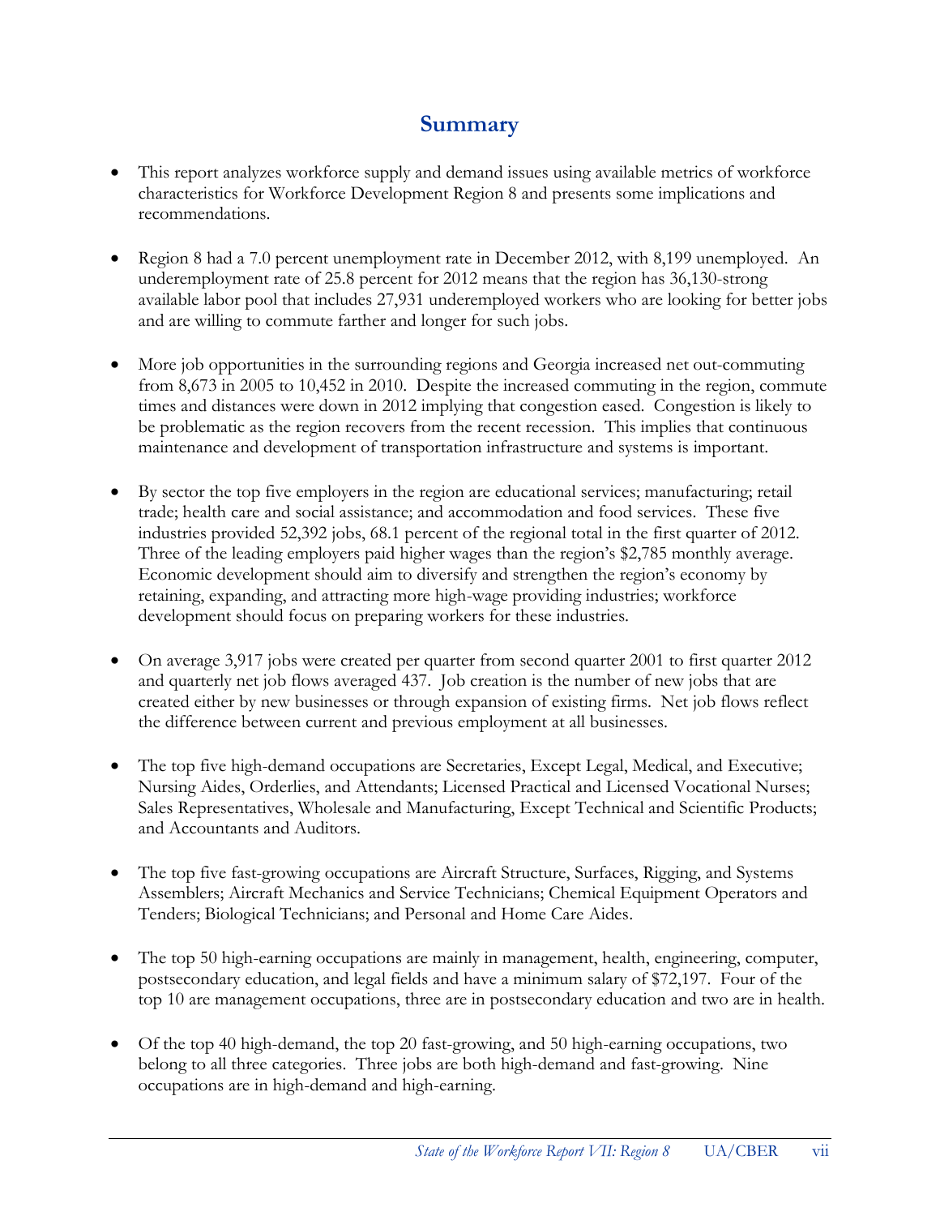# Summary

- This report analyzes workforce supply and demand issues using available metrics of workforce characteristics for Workforce Development Region 8 and presents some implications and recommendations.

- Region 8 had a 7.0 percent unemployment rate in December 2012, with 8,199 unemployed. An underemployment rate of 25.8 percent for 2012 means that the region has 36,130-strong available labor pool that includes 27,931 underemployed workers who are looking for better jobs and are willing to commute farther and longer for such jobs.

- More job opportunities in the surrounding regions and Georgia increased net out-commuting from 8,673 in 2005 to 10,452 in 2010. Despite the increased commuting in the region, commute times and distances were down in 2012 implying that congestion eased. Congestion is likely to be problematic as the region recovers from the recent recession. This implies that continuous maintenance and development of transportation infrastructure and systems is important.

- By sector the top five employers in the region are educational services; manufacturing; retail trade; health care and social assistance; and accommodation and food services. These five industries provided 52,392 jobs, 68.1 percent of the regional total in the first quarter of 2012. Three of the leading employers paid higher wages than the region's $2,785 monthly average. Economic development should aim to diversify and strengthen the region's economy by retaining, expanding, and attracting more high-wage providing industries; workforce development should focus on preparing workers for these industries.

- On average 3,917 jobs were created per quarter from second quarter 2001 to first quarter 2012 and quarterly net job flows averaged 437. Job creation is the number of new jobs that are created either by new businesses or through expansion of existing firms. Net job flows reflect the difference between current and previous employment at all businesses.

- The top five high-demand occupations are Secretaries, Except Legal, Medical, and Executive; Nursing Aides, Orderlies, and Attendants; Licensed Practical and Licensed Vocational Nurses; Sales Representatives, Wholesale and Manufacturing, Except Technical and Scientific Products; and Accountants and Auditors.

- The top five fast-growing occupations are Aircraft Structure, Surfaces, Rigging, and Systems Assemblers; Aircraft Mechanics and Service Technicians; Chemical Equipment Operators and Tenders; Biological Technicians; and Personal and Home Care Aides.

- The top 50 high-earning occupations are mainly in management, health, engineering, computer, postsecondary education, and legal fields and have a minimum salary of $72,197. Four of the top 10 are management occupations, three are in postsecondary education and two are in health.

- Of the top 40 high-demand, the top 20 fast-growing, and 50 high-earning occupations, two belong to all three categories. Three jobs are both high-demand and fast-growing. Nine occupations are in high-demand and high-earning.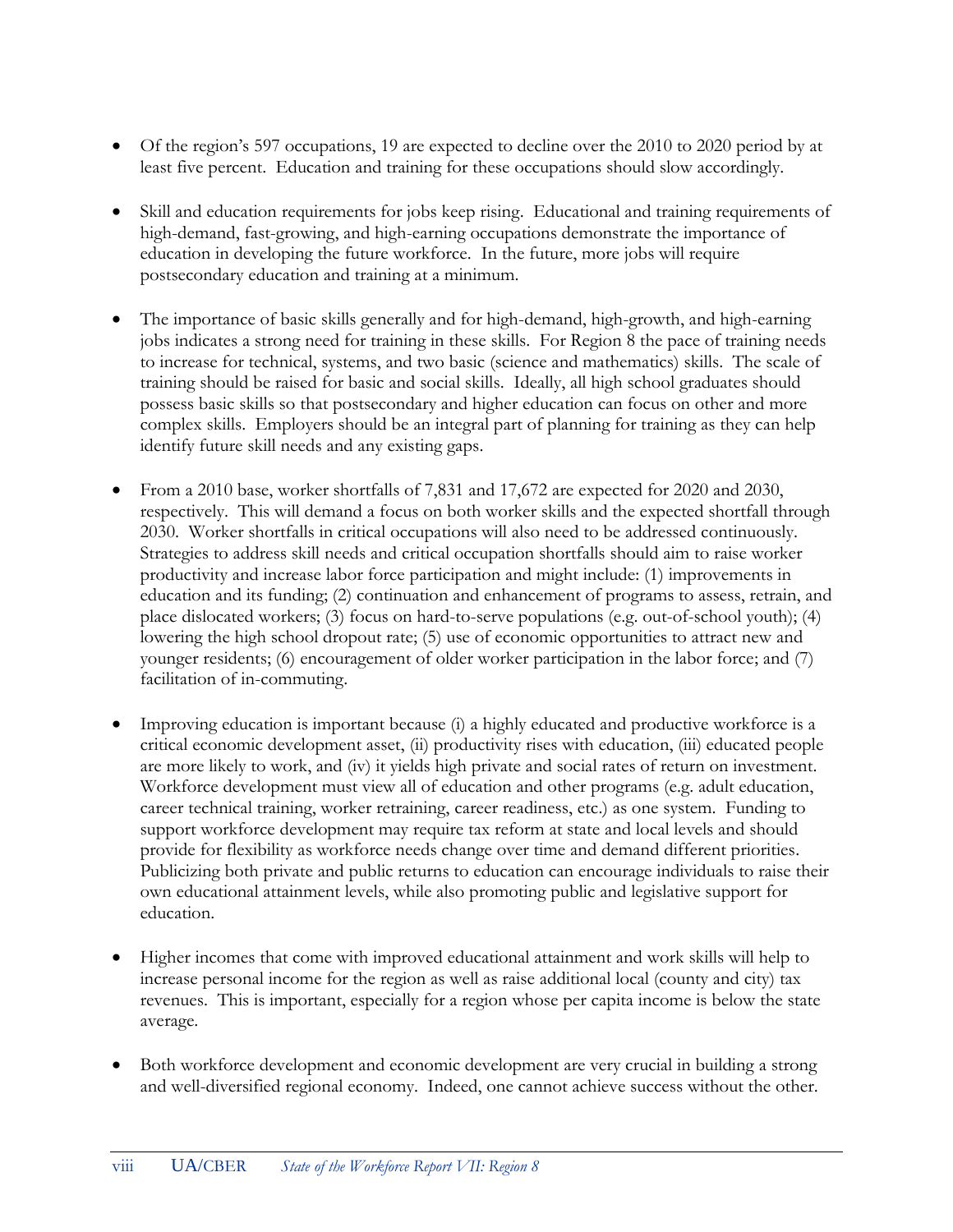- Of the region's 597 occupations, 19 are expected to decline over the 2010 to 2020 period by at least five percent. Education and training for these occupations should slow accordingly.

- Skill and education requirements for jobs keep rising. Educational and training requirements of high-demand, fast-growing, and high-earning occupations demonstrate the importance of education in developing the future workforce. In the future, more jobs will require postsecondary education and training at a minimum.

- The importance of basic skills generally and for high-demand, high-growth, and high-earning jobs indicates a strong need for training in these skills. For Region 8 the pace of training needs to increase for technical, systems, and two basic (science and mathematics) skills. The scale of training should be raised for basic and social skills. Ideally, all high school graduates should possess basic skills so that postsecondary and higher education can focus on other and more complex skills. Employers should be an integral part of planning for training as they can help identify future skill needs and any existing gaps.

- From a 2010 base, worker shortfalls of 7,831 and 17,672 are expected for 2020 and 2030, respectively. This will demand a focus on both worker skills and the expected shortfall through 2030. Worker shortfalls in critical occupations will also need to be addressed continuously. Strategies to address skill needs and critical occupation shortfalls should aim to raise worker productivity and increase labor force participation and might include: (1) improvements in education and its funding; (2) continuation and enhancement of programs to assess, retrain, and place dislocated workers; (3) focus on hard-to-serve populations (e.g. out-of-school youth); (4) lowering the high school dropout rate; (5) use of economic opportunities to attract new and younger residents; (6) encouragement of older worker participation in the labor force; and (7) facilitation of in-commuting.

- Improving education is important because (i) a highly educated and productive workforce is a critical economic development asset, (ii) productivity rises with education, (iii) educated people are more likely to work, and (iv) it yields high private and social rates of return on investment. Workforce development must view all of education and other programs (e.g. adult education, career technical training, worker retraining, career readiness, etc.) as one system. Funding to support workforce development may require tax reform at state and local levels and should provide for flexibility as workforce needs change over time and demand different priorities. Publicizing both private and public returns to education can encourage individuals to raise their own educational attainment levels, while also promoting public and legislative support for education.

- Higher incomes that come with improved educational attainment and work skills will help to increase personal income for the region as well as raise additional local (county and city) tax revenues. This is important, especially for a region whose per capita income is below the state average.

- Both workforce development and economic development are very crucial in building a strong and well-diversified regional economy. Indeed, one cannot achieve success without the other.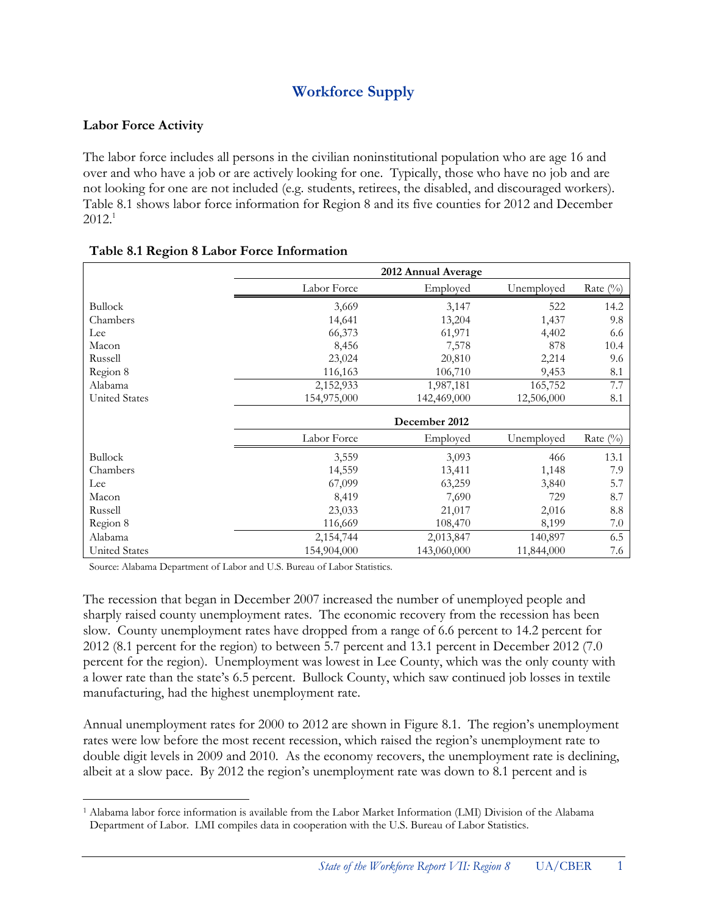# Workforce Supply

### Labor Force Activity

The labor force includes all persons in the civilian noninstitutional population who are age 16 and over and who have a job or are actively looking for one. Typically, those who have no job and are not looking for one are not included (e.g. students, retirees, the disabled, and discouraged workers). Table 8.1 shows labor force information for Region 8 and its five counties for 2012 and December 2012.[1]

**Table 8.1 Region 8 Labor Force Information**

| | 2012 Annual Average | | | |
|---|---|---|---|---|
| | Labor Force | Employed | Unemployed | Rate (%) |
| Bullock | 3,669 | 3,147 | 522 | 14.2 |
| Chambers | 14,641 | 13,204 | 1,437 | 9.8 |
| Lee | 66,373 | 61,971 | 4,402 | 6.6 |
| Macon | 8,456 | 7,578 | 878 | 10.4 |
| Russell | 23,024 | 20,810 | 2,214 | 9.6 |
| Region 8 | 116,163 | 106,710 | 9,453 | 8.1 |
| Alabama | 2,152,933 | 1,987,181 | 165,752 | 7.7 |
| United States | 154,975,000 | 142,469,000 | 12,506,000 | 8.1 |
| | **December 2012** | | | |
| | Labor Force | Employed | Unemployed | Rate (%) |
| Bullock | 3,559 | 3,093 | 466 | 13.1 |
| Chambers | 14,559 | 13,411 | 1,148 | 7.9 |
| Lee | 67,099 | 63,259 | 3,840 | 5.7 |
| Macon | 8,419 | 7,690 | 729 | 8.7 |
| Russell | 23,033 | 21,017 | 2,016 | 8.8 |
| Region 8 | 116,669 | 108,470 | 8,199 | 7.0 |
| Alabama | 2,154,744 | 2,013,847 | 140,897 | 6.5 |
| United States | 154,904,000 | 143,060,000 | 11,844,000 | 7.6 |

Source: Alabama Department of Labor and U.S. Bureau of Labor Statistics.

The recession that began in December 2007 increased the number of unemployed people and sharply raised county unemployment rates. The economic recovery from the recession has been slow. County unemployment rates have dropped from a range of 6.6 percent to 14.2 percent for 2012 (8.1 percent for the region) to between 5.7 percent and 13.1 percent in December 2012 (7.0 percent for the region). Unemployment was lowest in Lee County, which was the only county with a lower rate than the state's 6.5 percent. Bullock County, which saw continued job losses in textile manufacturing, had the highest unemployment rate.

Annual unemployment rates for 2000 to 2012 are shown in Figure 8.1. The region's unemployment rates were low before the most recent recession, which raised the region's unemployment rate to double digit levels in 2009 and 2010. As the economy recovers, the unemployment rate is declining, albeit at a slow pace. By 2012 the region's unemployment rate was down to 8.1 percent and is

[1] Alabama labor force information is available from the Labor Market Information (LMI) Division of the Alabama Department of Labor. LMI compiles data in cooperation with the U.S. Bureau of Labor Statistics.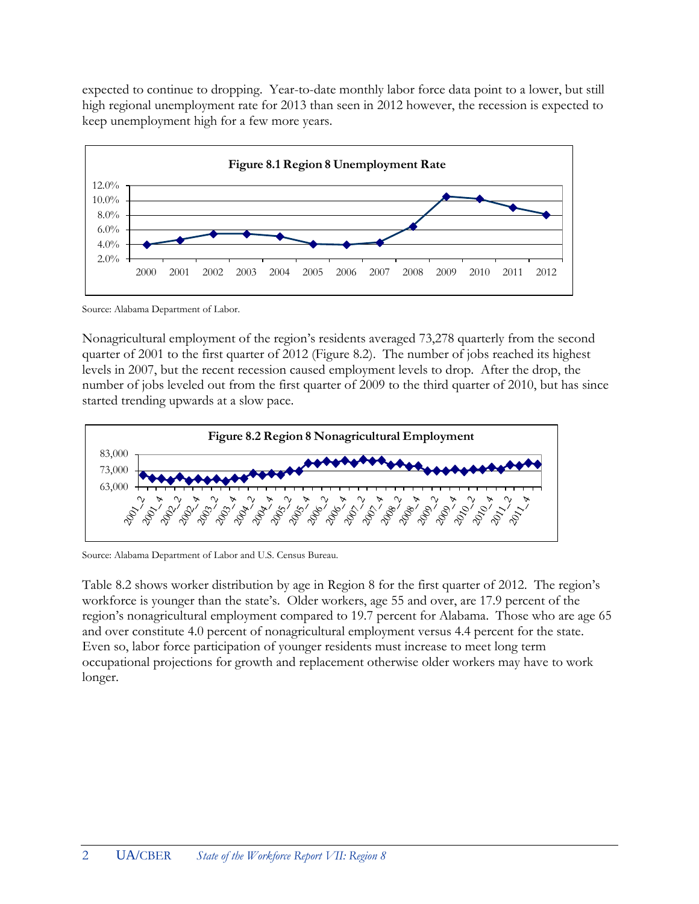expected to continue to dropping. Year-to-date monthly labor force data point to a lower, but still high regional unemployment rate for 2013 than seen in 2012 however, the recession is expected to keep unemployment high for a few more years.

**Figure 8.1 Region 8 Unemployment Rate**

Source: Alabama Department of Labor.

Nonagricultural employment of the region's residents averaged 73,278 quarterly from the second quarter of 2001 to the first quarter of 2012 (Figure 8.2). The number of jobs reached its highest levels in 2007, but the recent recession caused employment levels to drop. After the drop, the number of jobs leveled out from the first quarter of 2009 to the third quarter of 2010, but has since started trending upwards at a slow pace.

**Figure 8.2 Region 8 Nonagricultural Employment**

Source: Alabama Department of Labor and U.S. Census Bureau.

Table 8.2 shows worker distribution by age in Region 8 for the first quarter of 2012. The region's workforce is younger than the state's. Older workers, age 55 and over, are 17.9 percent of the region's nonagricultural employment compared to 19.7 percent for Alabama. Those who are age 65 and over constitute 4.0 percent of nonagricultural employment versus 4.4 percent for the state. Even so, labor force participation of younger residents must increase to meet long term occupational projections for growth and replacement otherwise older workers may have to work longer.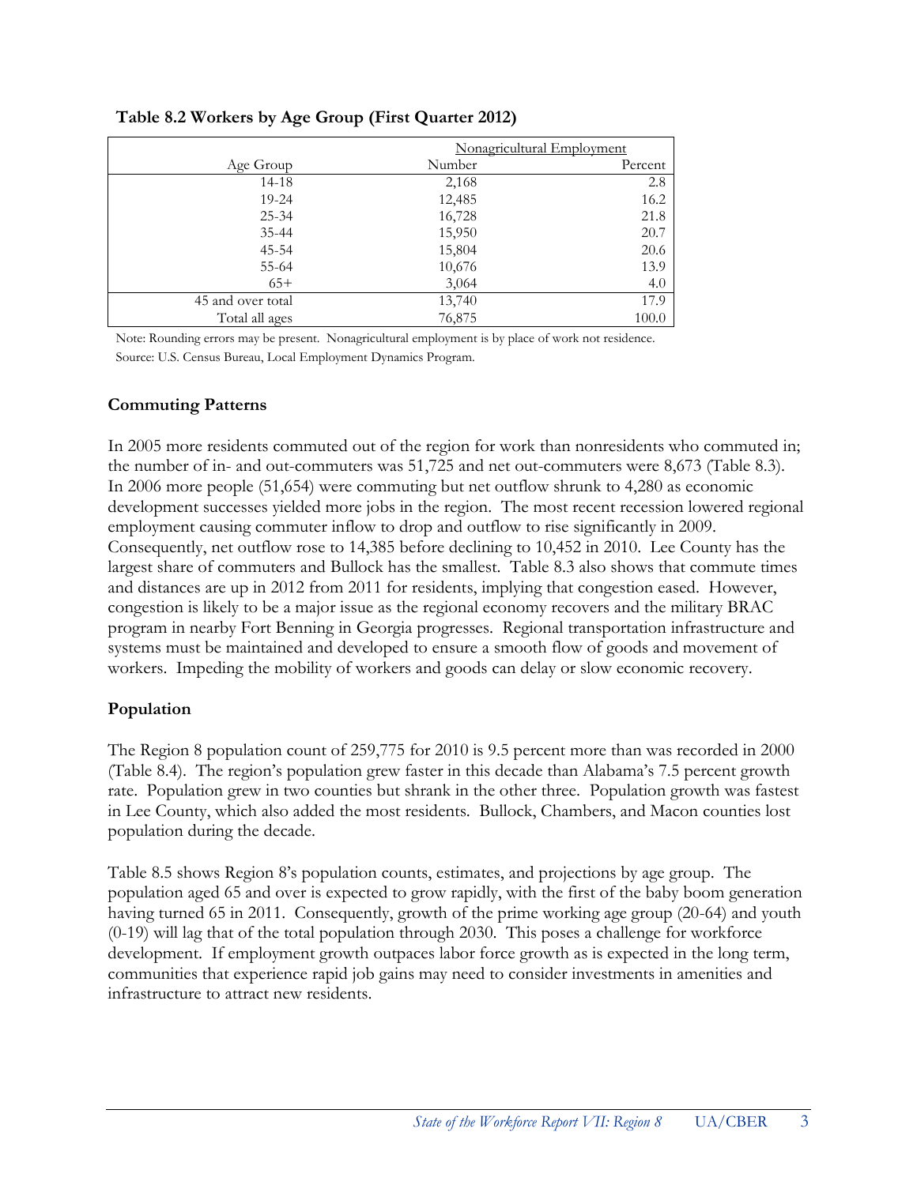**Table 8.2 Workers by Age Group (First Quarter 2012)**

| | Nonagricultural Employment | |
|---|---|---|
| Age Group | Number | Percent |
| 14-18 | 2,168 | 2.8 |
| 19-24 | 12,485 | 16.2 |
| 25-34 | 16,728 | 21.8 |
| 35-44 | 15,950 | 20.7 |
| 45-54 | 15,804 | 20.6 |
| 55-64 | 10,676 | 13.9 |
| 65+ | 3,064 | 4.0 |
| 45 and over total | 13,740 | 17.9 |
| Total all ages | 76,875 | 100.0 |

Note: Rounding errors may be present. Nonagricultural employment is by place of work not residence.
Source: U.S. Census Bureau, Local Employment Dynamics Program.

## Commuting Patterns

In 2005 more residents commuted out of the region for work than nonresidents who commuted in; the number of in- and out-commuters was 51,725 and net out-commuters were 8,673 (Table 8.3). In 2006 more people (51,654) were commuting but net outflow shrunk to 4,280 as economic development successes yielded more jobs in the region. The most recent recession lowered regional employment causing commuter inflow to drop and outflow to rise significantly in 2009. Consequently, net outflow rose to 14,385 before declining to 10,452 in 2010. Lee County has the largest share of commuters and Bullock has the smallest. Table 8.3 also shows that commute times and distances are up in 2012 from 2011 for residents, implying that congestion eased. However, congestion is likely to be a major issue as the regional economy recovers and the military BRAC program in nearby Fort Benning in Georgia progresses. Regional transportation infrastructure and systems must be maintained and developed to ensure a smooth flow of goods and movement of workers. Impeding the mobility of workers and goods can delay or slow economic recovery.

## Population

The Region 8 population count of 259,775 for 2010 is 9.5 percent more than was recorded in 2000 (Table 8.4). The region's population grew faster in this decade than Alabama's 7.5 percent growth rate. Population grew in two counties but shrank in the other three. Population growth was fastest in Lee County, which also added the most residents. Bullock, Chambers, and Macon counties lost population during the decade.

Table 8.5 shows Region 8's population counts, estimates, and projections by age group. The population aged 65 and over is expected to grow rapidly, with the first of the baby boom generation having turned 65 in 2011. Consequently, growth of the prime working age group (20-64) and youth (0-19) will lag that of the total population through 2030. This poses a challenge for workforce development. If employment growth outpaces labor force growth as is expected in the long term, communities that experience rapid job gains may need to consider investments in amenities and infrastructure to attract new residents.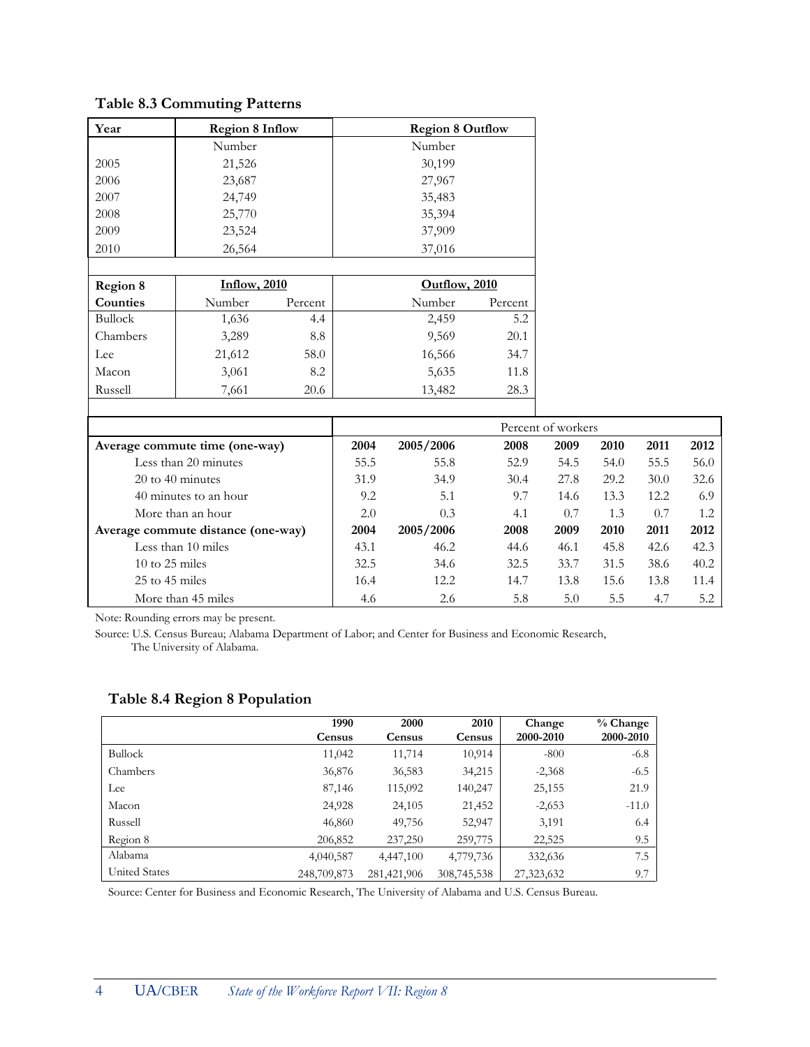## Table 8.3 Commuting Patterns

| Year | Region 8 Inflow | Region 8 Outflow |
|---|---|---|
| | Number | Number |
| 2005 | 21,526 | 30,199 |
| 2006 | 23,687 | 27,967 |
| 2007 | 24,749 | 35,483 |
| 2008 | 25,770 | 35,394 |
| 2009 | 23,524 | 37,909 |
| 2010 | 26,564 | 37,016 |

| Region 8 Counties | Inflow, 2010 | | Outflow, 2010 | |
|---|---|---|---|---|
| | Number | Percent | Number | Percent |
| Bullock | 1,636 | 4.4 | 2,459 | 5.2 |
| Chambers | 3,289 | 8.8 | 9,569 | 20.1 |
| Lee | 21,612 | 58.0 | 16,566 | 34.7 |
| Macon | 3,061 | 8.2 | 5,635 | 11.8 |
| Russell | 7,661 | 20.6 | 13,482 | 28.3 |

| | Percent of workers | | | | | | |
|---|---|---|---|---|---|---|---|
| **Average commute time (one-way)** | **2004** | **2005/2006** | **2008** | **2009** | **2010** | **2011** | **2012** |
| Less than 20 minutes | 55.5 | 55.8 | 52.9 | 54.5 | 54.0 | 55.5 | 56.0 |
| 20 to 40 minutes | 31.9 | 34.9 | 30.4 | 27.8 | 29.2 | 30.0 | 32.6 |
| 40 minutes to an hour | 9.2 | 5.1 | 9.7 | 14.6 | 13.3 | 12.2 | 6.9 |
| More than an hour | 2.0 | 0.3 | 4.1 | 0.7 | 1.3 | 0.7 | 1.2 |
| **Average commute distance (one-way)** | **2004** | **2005/2006** | **2008** | **2009** | **2010** | **2011** | **2012** |
| Less than 10 miles | 43.1 | 46.2 | 44.6 | 46.1 | 45.8 | 42.6 | 42.3 |
| 10 to 25 miles | 32.5 | 34.6 | 32.5 | 33.7 | 31.5 | 38.6 | 40.2 |
| 25 to 45 miles | 16.4 | 12.2 | 14.7 | 13.8 | 15.6 | 13.8 | 11.4 |
| More than 45 miles | 4.6 | 2.6 | 5.8 | 5.0 | 5.5 | 4.7 | 5.2 |

Note: Rounding errors may be present.

Source: U.S. Census Bureau; Alabama Department of Labor; and Center for Business and Economic Research, The University of Alabama.

## Table 8.4 Region 8 Population

| | 1990 Census | 2000 Census | 2010 Census | Change 2000-2010 | % Change 2000-2010 |
|---|---|---|---|---|---|
| Bullock | 11,042 | 11,714 | 10,914 | -800 | -6.8 |
| Chambers | 36,876 | 36,583 | 34,215 | -2,368 | -6.5 |
| Lee | 87,146 | 115,092 | 140,247 | 25,155 | 21.9 |
| Macon | 24,928 | 24,105 | 21,452 | -2,653 | -11.0 |
| Russell | 46,860 | 49,756 | 52,947 | 3,191 | 6.4 |
| Region 8 | 206,852 | 237,250 | 259,775 | 22,525 | 9.5 |
| Alabama | 4,040,587 | 4,447,100 | 4,779,736 | 332,636 | 7.5 |
| United States | 248,709,873 | 281,421,906 | 308,745,538 | 27,323,632 | 9.7 |

Source: Center for Business and Economic Research, The University of Alabama and U.S. Census Bureau.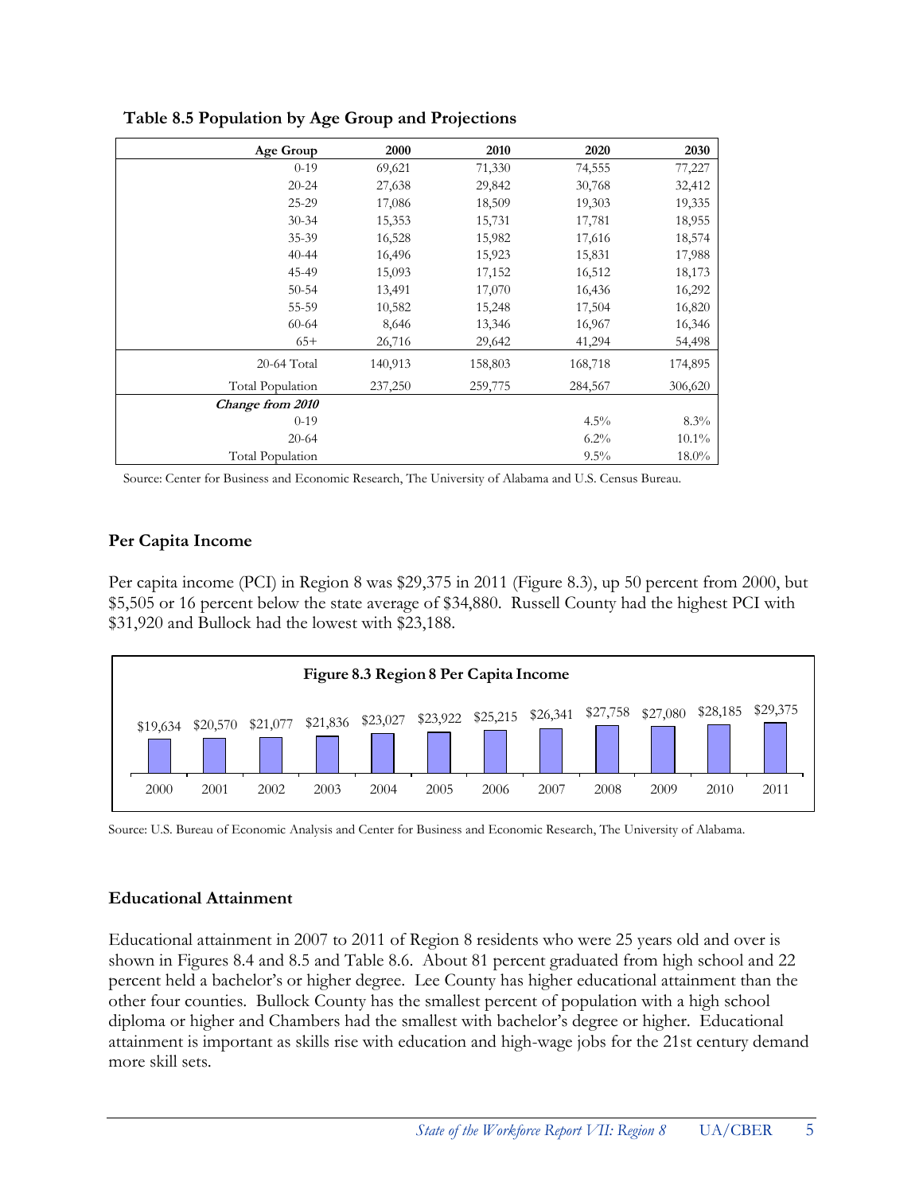**Table 8.5 Population by Age Group and Projections**

| Age Group | 2000 | 2010 | 2020 | 2030 |
|---|---|---|---|---|
| 0-19 | 69,621 | 71,330 | 74,555 | 77,227 |
| 20-24 | 27,638 | 29,842 | 30,768 | 32,412 |
| 25-29 | 17,086 | 18,509 | 19,303 | 19,335 |
| 30-34 | 15,353 | 15,731 | 17,781 | 18,955 |
| 35-39 | 16,528 | 15,982 | 17,616 | 18,574 |
| 40-44 | 16,496 | 15,923 | 15,831 | 17,988 |
| 45-49 | 15,093 | 17,152 | 16,512 | 18,173 |
| 50-54 | 13,491 | 17,070 | 16,436 | 16,292 |
| 55-59 | 10,582 | 15,248 | 17,504 | 16,820 |
| 60-64 | 8,646 | 13,346 | 16,967 | 16,346 |
| 65+ | 26,716 | 29,642 | 41,294 | 54,498 |
| 20-64 Total | 140,913 | 158,803 | 168,718 | 174,895 |
| Total Population | 237,250 | 259,775 | 284,567 | 306,620 |
| ***Change from 2010*** | | | | |
| 0-19 | | | 4.5% | 8.3% |
| 20-64 | | | 6.2% | 10.1% |
| Total Population | | | 9.5% | 18.0% |

Source: Center for Business and Economic Research, The University of Alabama and U.S. Census Bureau.

## Per Capita Income

Per capita income (PCI) in Region 8 was $29,375 in 2011 (Figure 8.3), up 50 percent from 2000, but $5,505 or 16 percent below the state average of $34,880. Russell County had the highest PCI with $31,920 and Bullock had the lowest with $23,188.

**Figure 8.3 Region 8 Per Capita Income**

| 2000 | 2001 | 2002 | 2003 | 2004 | 2005 | 2006 | 2007 | 2008 | 2009 | 2010 | 2011 |
|---|---|---|---|---|---|---|---|---|---|---|---|
| $19,634 | $20,570 | $21,077 | $21,836 | $23,027 | $23,922 | $25,215 | $26,341 | $27,758 | $27,080 | $28,185 | $29,375 |

Source: U.S. Bureau of Economic Analysis and Center for Business and Economic Research, The University of Alabama.

## Educational Attainment

Educational attainment in 2007 to 2011 of Region 8 residents who were 25 years old and over is shown in Figures 8.4 and 8.5 and Table 8.6. About 81 percent graduated from high school and 22 percent held a bachelor's or higher degree. Lee County has higher educational attainment than the other four counties. Bullock County has the smallest percent of population with a high school diploma or higher and Chambers had the smallest with bachelor's degree or higher. Educational attainment is important as skills rise with education and high-wage jobs for the 21st century demand more skill sets.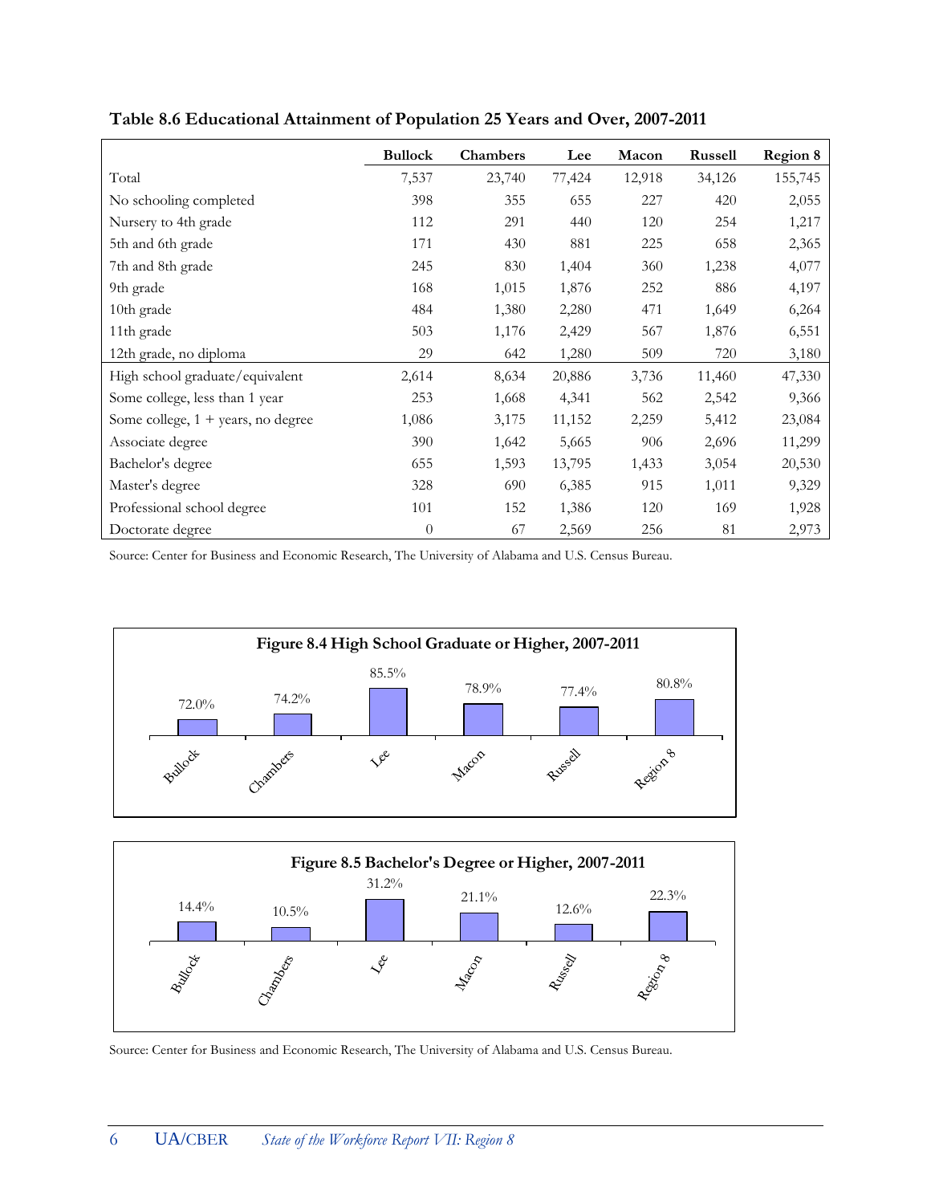**Table 8.6 Educational Attainment of Population 25 Years and Over, 2007-2011**

| | Bullock | Chambers | Lee | Macon | Russell | Region 8 |
|---|---|---|---|---|---|---|
| Total | 7,537 | 23,740 | 77,424 | 12,918 | 34,126 | 155,745 |
| No schooling completed | 398 | 355 | 655 | 227 | 420 | 2,055 |
| Nursery to 4th grade | 112 | 291 | 440 | 120 | 254 | 1,217 |
| 5th and 6th grade | 171 | 430 | 881 | 225 | 658 | 2,365 |
| 7th and 8th grade | 245 | 830 | 1,404 | 360 | 1,238 | 4,077 |
| 9th grade | 168 | 1,015 | 1,876 | 252 | 886 | 4,197 |
| 10th grade | 484 | 1,380 | 2,280 | 471 | 1,649 | 6,264 |
| 11th grade | 503 | 1,176 | 2,429 | 567 | 1,876 | 6,551 |
| 12th grade, no diploma | 29 | 642 | 1,280 | 509 | 720 | 3,180 |
| High school graduate/equivalent | 2,614 | 8,634 | 20,886 | 3,736 | 11,460 | 47,330 |
| Some college, less than 1 year | 253 | 1,668 | 4,341 | 562 | 2,542 | 9,366 |
| Some college, 1 + years, no degree | 1,086 | 3,175 | 11,152 | 2,259 | 5,412 | 23,084 |
| Associate degree | 390 | 1,642 | 5,665 | 906 | 2,696 | 11,299 |
| Bachelor's degree | 655 | 1,593 | 13,795 | 1,433 | 3,054 | 20,530 |
| Master's degree | 328 | 690 | 6,385 | 915 | 1,011 | 9,329 |
| Professional school degree | 101 | 152 | 1,386 | 120 | 169 | 1,928 |
| Doctorate degree | 0 | 67 | 2,569 | 256 | 81 | 2,973 |

Source: Center for Business and Economic Research, The University of Alabama and U.S. Census Bureau.

**Figure 8.4 High School Graduate or Higher, 2007-2011**

| Bullock | Chambers | Lee | Macon | Russell | Region 8 |
|---|---|---|---|---|---|
| 72.0% | 74.2% | 85.5% | 78.9% | 77.4% | 80.8% |

**Figure 8.5 Bachelor's Degree or Higher, 2007-2011**

| Bullock | Chambers | Lee | Macon | Russell | Region 8 |
|---|---|---|---|---|---|
| 14.4% | 10.5% | 31.2% | 21.1% | 12.6% | 22.3% |

Source: Center for Business and Economic Research, The University of Alabama and U.S. Census Bureau.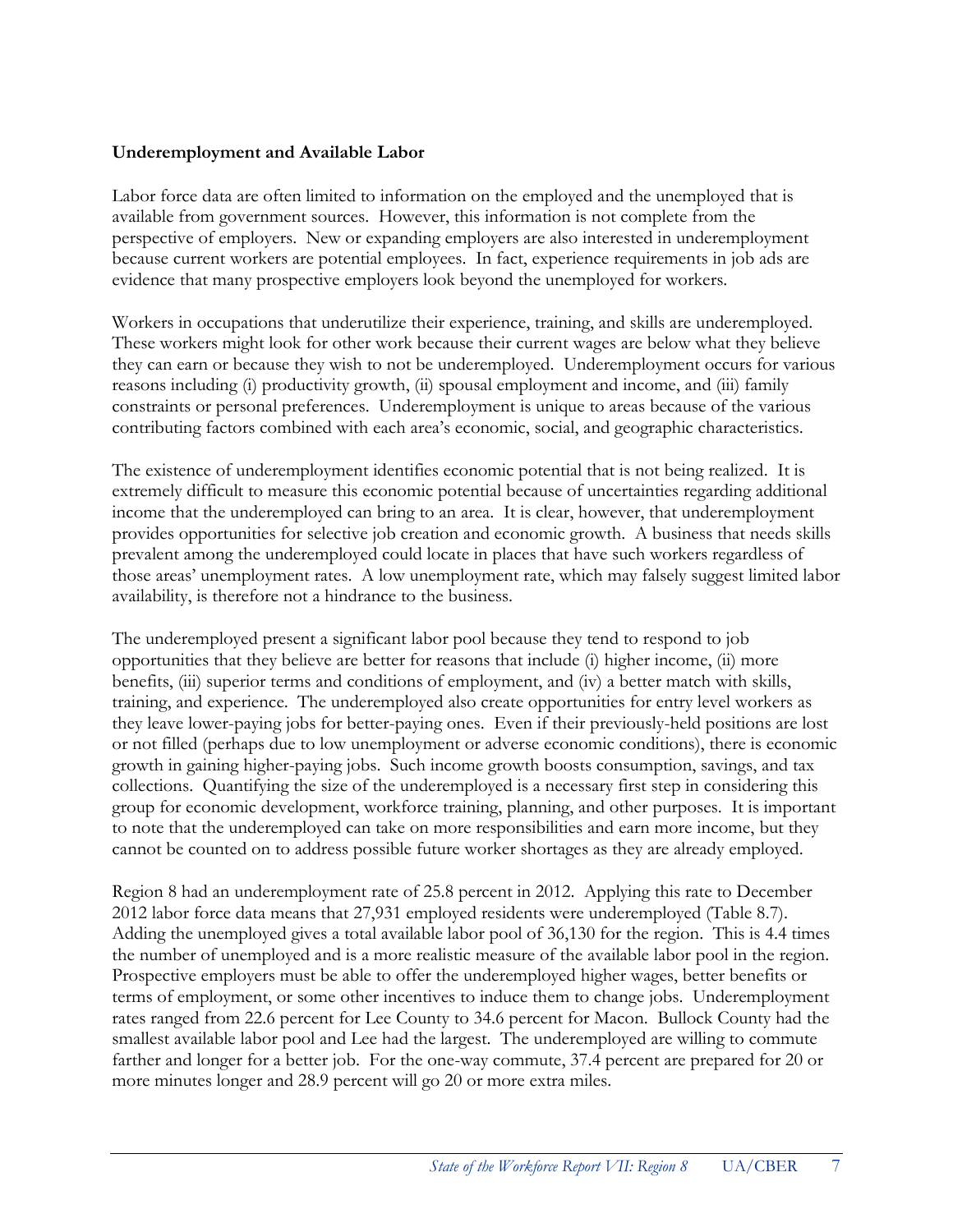**Underemployment and Available Labor**

Labor force data are often limited to information on the employed and the unemployed that is available from government sources. However, this information is not complete from the perspective of employers. New or expanding employers are also interested in underemployment because current workers are potential employees. In fact, experience requirements in job ads are evidence that many prospective employers look beyond the unemployed for workers.

Workers in occupations that underutilize their experience, training, and skills are underemployed. These workers might look for other work because their current wages are below what they believe they can earn or because they wish to not be underemployed. Underemployment occurs for various reasons including (i) productivity growth, (ii) spousal employment and income, and (iii) family constraints or personal preferences. Underemployment is unique to areas because of the various contributing factors combined with each area's economic, social, and geographic characteristics.

The existence of underemployment identifies economic potential that is not being realized. It is extremely difficult to measure this economic potential because of uncertainties regarding additional income that the underemployed can bring to an area. It is clear, however, that underemployment provides opportunities for selective job creation and economic growth. A business that needs skills prevalent among the underemployed could locate in places that have such workers regardless of those areas' unemployment rates. A low unemployment rate, which may falsely suggest limited labor availability, is therefore not a hindrance to the business.

The underemployed present a significant labor pool because they tend to respond to job opportunities that they believe are better for reasons that include (i) higher income, (ii) more benefits, (iii) superior terms and conditions of employment, and (iv) a better match with skills, training, and experience. The underemployed also create opportunities for entry level workers as they leave lower-paying jobs for better-paying ones. Even if their previously-held positions are lost or not filled (perhaps due to low unemployment or adverse economic conditions), there is economic growth in gaining higher-paying jobs. Such income growth boosts consumption, savings, and tax collections. Quantifying the size of the underemployed is a necessary first step in considering this group for economic development, workforce training, planning, and other purposes. It is important to note that the underemployed can take on more responsibilities and earn more income, but they cannot be counted on to address possible future worker shortages as they are already employed.

Region 8 had an underemployment rate of 25.8 percent in 2012. Applying this rate to December 2012 labor force data means that 27,931 employed residents were underemployed (Table 8.7). Adding the unemployed gives a total available labor pool of 36,130 for the region. This is 4.4 times the number of unemployed and is a more realistic measure of the available labor pool in the region. Prospective employers must be able to offer the underemployed higher wages, better benefits or terms of employment, or some other incentives to induce them to change jobs. Underemployment rates ranged from 22.6 percent for Lee County to 34.6 percent for Macon. Bullock County had the smallest available labor pool and Lee had the largest. The underemployed are willing to commute farther and longer for a better job. For the one-way commute, 37.4 percent are prepared for 20 or more minutes longer and 28.9 percent will go 20 or more extra miles.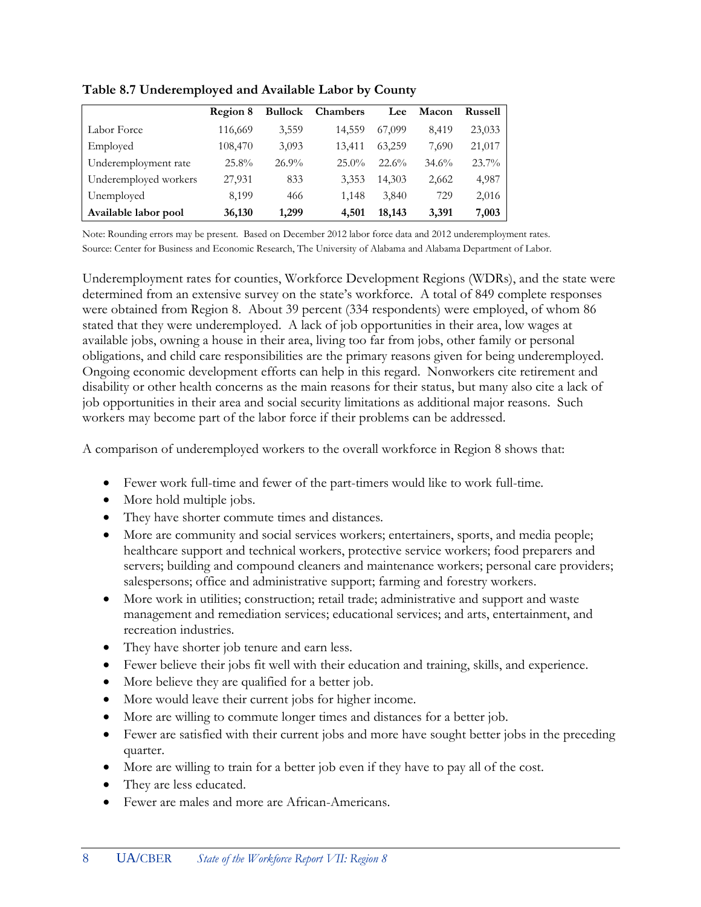**Table 8.7 Underemployed and Available Labor by County**

| | Region 8 | Bullock | Chambers | Lee | Macon | Russell |
|---|---|---|---|---|---|---|
| Labor Force | 116,669 | 3,559 | 14,559 | 67,099 | 8,419 | 23,033 |
| Employed | 108,470 | 3,093 | 13,411 | 63,259 | 7,690 | 21,017 |
| Underemployment rate | 25.8% | 26.9% | 25.0% | 22.6% | 34.6% | 23.7% |
| Underemployed workers | 27,931 | 833 | 3,353 | 14,303 | 2,662 | 4,987 |
| Unemployed | 8,199 | 466 | 1,148 | 3,840 | 729 | 2,016 |
| **Available labor pool** | **36,130** | **1,299** | **4,501** | **18,143** | **3,391** | **7,003** |

Note: Rounding errors may be present. Based on December 2012 labor force data and 2012 underemployment rates.
Source: Center for Business and Economic Research, The University of Alabama and Alabama Department of Labor.

Underemployment rates for counties, Workforce Development Regions (WDRs), and the state were determined from an extensive survey on the state's workforce. A total of 849 complete responses were obtained from Region 8. About 39 percent (334 respondents) were employed, of whom 86 stated that they were underemployed. A lack of job opportunities in their area, low wages at available jobs, owning a house in their area, living too far from jobs, other family or personal obligations, and child care responsibilities are the primary reasons given for being underemployed. Ongoing economic development efforts can help in this regard. Nonworkers cite retirement and disability or other health concerns as the main reasons for their status, but many also cite a lack of job opportunities in their area and social security limitations as additional major reasons. Such workers may become part of the labor force if their problems can be addressed.

A comparison of underemployed workers to the overall workforce in Region 8 shows that:

- Fewer work full-time and fewer of the part-timers would like to work full-time.
- More hold multiple jobs.
- They have shorter commute times and distances.
- More are community and social services workers; entertainers, sports, and media people; healthcare support and technical workers, protective service workers; food preparers and servers; building and compound cleaners and maintenance workers; personal care providers; salespersons; office and administrative support; farming and forestry workers.
- More work in utilities; construction; retail trade; administrative and support and waste management and remediation services; educational services; and arts, entertainment, and recreation industries.
- They have shorter job tenure and earn less.
- Fewer believe their jobs fit well with their education and training, skills, and experience.
- More believe they are qualified for a better job.
- More would leave their current jobs for higher income.
- More are willing to commute longer times and distances for a better job.
- Fewer are satisfied with their current jobs and more have sought better jobs in the preceding quarter.
- More are willing to train for a better job even if they have to pay all of the cost.
- They are less educated.
- Fewer are males and more are African-Americans.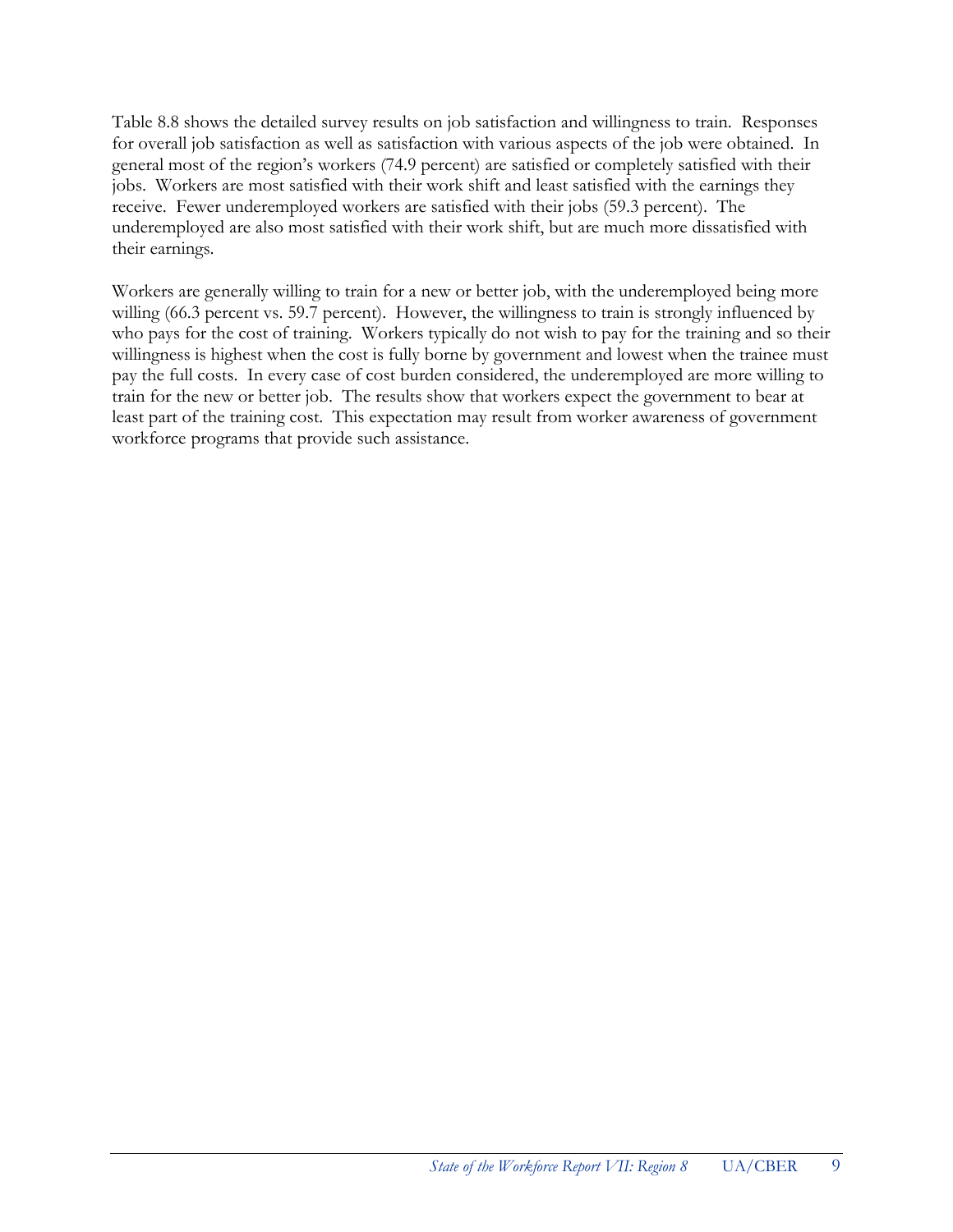Table 8.8 shows the detailed survey results on job satisfaction and willingness to train. Responses for overall job satisfaction as well as satisfaction with various aspects of the job were obtained. In general most of the region's workers (74.9 percent) are satisfied or completely satisfied with their jobs. Workers are most satisfied with their work shift and least satisfied with the earnings they receive. Fewer underemployed workers are satisfied with their jobs (59.3 percent). The underemployed are also most satisfied with their work shift, but are much more dissatisfied with their earnings.

Workers are generally willing to train for a new or better job, with the underemployed being more willing (66.3 percent vs. 59.7 percent). However, the willingness to train is strongly influenced by who pays for the cost of training. Workers typically do not wish to pay for the training and so their willingness is highest when the cost is fully borne by government and lowest when the trainee must pay the full costs. In every case of cost burden considered, the underemployed are more willing to train for the new or better job. The results show that workers expect the government to bear at least part of the training cost. This expectation may result from worker awareness of government workforce programs that provide such assistance.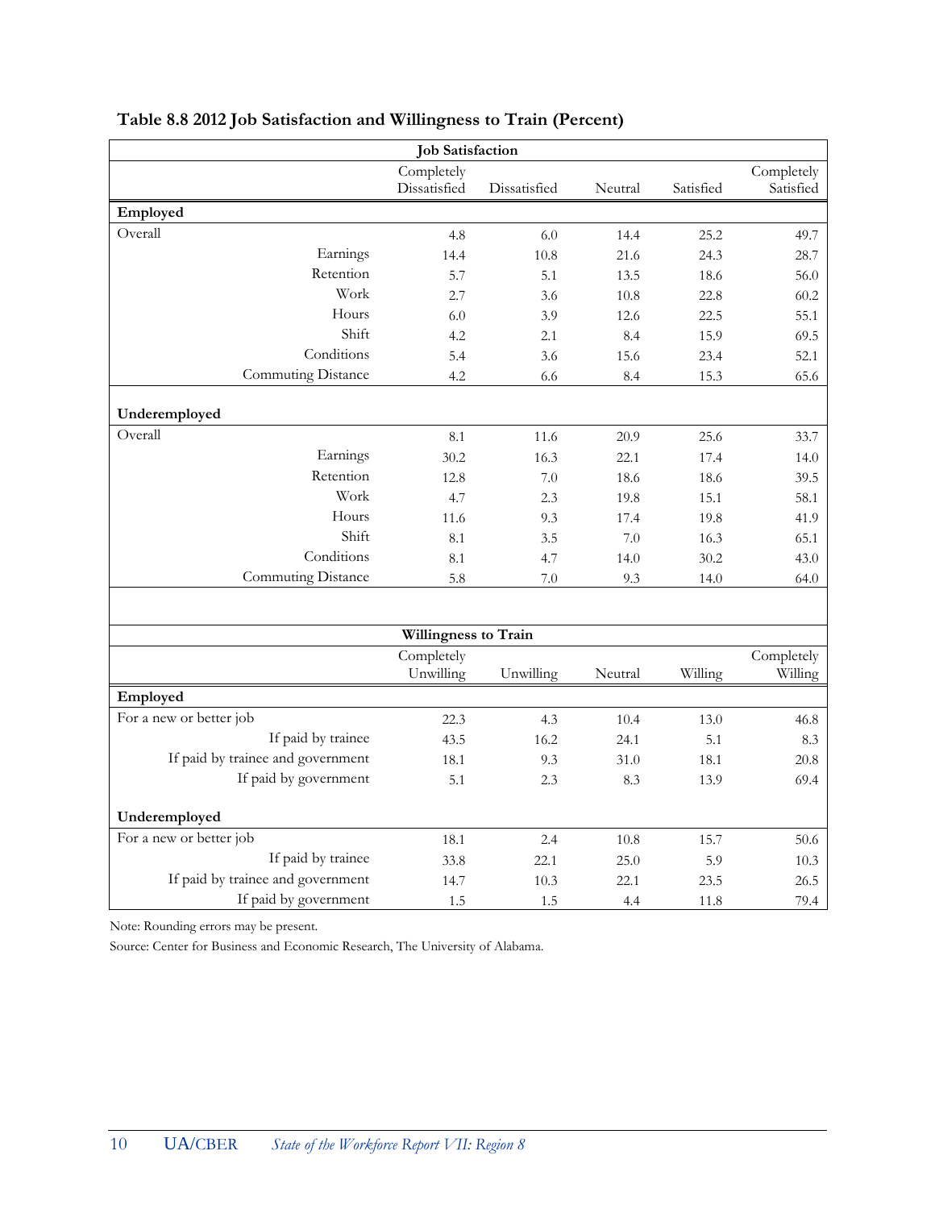**Table 8.8 2012 Job Satisfaction and Willingness to Train (Percent)**

| Job Satisfaction | | | | | |
|---|---|---|---|---|---|
| | Completely Dissatisfied | Dissatisfied | Neutral | Satisfied | Completely Satisfied |
| **Employed** | | | | | |
| Overall | 4.8 | 6.0 | 14.4 | 25.2 | 49.7 |
| Earnings | 14.4 | 10.8 | 21.6 | 24.3 | 28.7 |
| Retention | 5.7 | 5.1 | 13.5 | 18.6 | 56.0 |
| Work | 2.7 | 3.6 | 10.8 | 22.8 | 60.2 |
| Hours | 6.0 | 3.9 | 12.6 | 22.5 | 55.1 |
| Shift | 4.2 | 2.1 | 8.4 | 15.9 | 69.5 |
| Conditions | 5.4 | 3.6 | 15.6 | 23.4 | 52.1 |
| Commuting Distance | 4.2 | 6.6 | 8.4 | 15.3 | 65.6 |
| **Underemployed** | | | | | |
| Overall | 8.1 | 11.6 | 20.9 | 25.6 | 33.7 |
| Earnings | 30.2 | 16.3 | 22.1 | 17.4 | 14.0 |
| Retention | 12.8 | 7.0 | 18.6 | 18.6 | 39.5 |
| Work | 4.7 | 2.3 | 19.8 | 15.1 | 58.1 |
| Hours | 11.6 | 9.3 | 17.4 | 19.8 | 41.9 |
| Shift | 8.1 | 3.5 | 7.0 | 16.3 | 65.1 |
| Conditions | 8.1 | 4.7 | 14.0 | 30.2 | 43.0 |
| Commuting Distance | 5.8 | 7.0 | 9.3 | 14.0 | 64.0 |

| Willingness to Train | | | | | |
|---|---|---|---|---|---|
| | Completely Unwilling | Unwilling | Neutral | Willing | Completely Willing |
| **Employed** | | | | | |
| For a new or better job | 22.3 | 4.3 | 10.4 | 13.0 | 46.8 |
| If paid by trainee | 43.5 | 16.2 | 24.1 | 5.1 | 8.3 |
| If paid by trainee and government | 18.1 | 9.3 | 31.0 | 18.1 | 20.8 |
| If paid by government | 5.1 | 2.3 | 8.3 | 13.9 | 69.4 |
| **Underemployed** | | | | | |
| For a new or better job | 18.1 | 2.4 | 10.8 | 15.7 | 50.6 |
| If paid by trainee | 33.8 | 22.1 | 25.0 | 5.9 | 10.3 |
| If paid by trainee and government | 14.7 | 10.3 | 22.1 | 23.5 | 26.5 |
| If paid by government | 1.5 | 1.5 | 4.4 | 11.8 | 79.4 |

Note: Rounding errors may be present.

Source: Center for Business and Economic Research, The University of Alabama.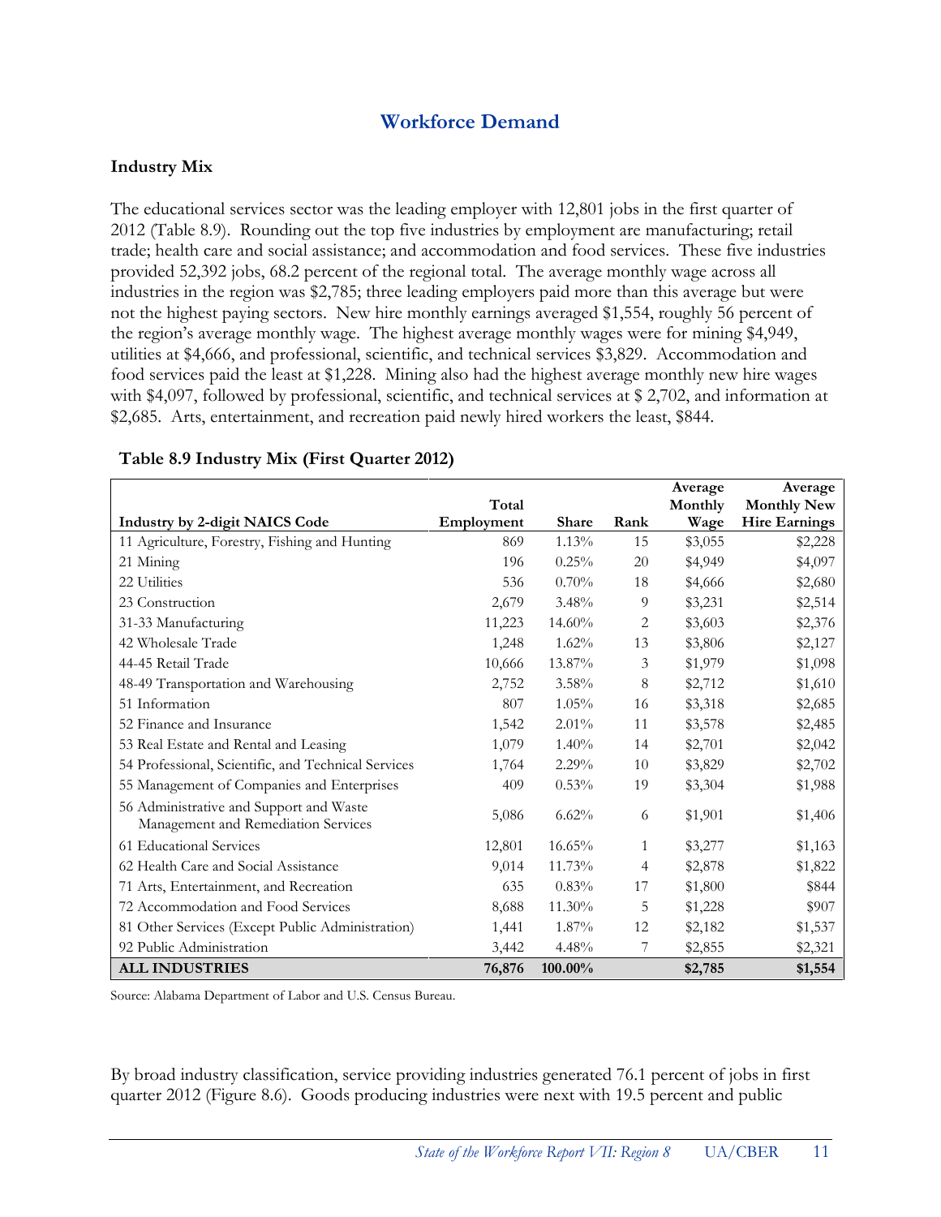## Workforce Demand

### Industry Mix

The educational services sector was the leading employer with 12,801 jobs in the first quarter of 2012 (Table 8.9). Rounding out the top five industries by employment are manufacturing; retail trade; health care and social assistance; and accommodation and food services. These five industries provided 52,392 jobs, 68.2 percent of the regional total. The average monthly wage across all industries in the region was $2,785; three leading employers paid more than this average but were not the highest paying sectors. New hire monthly earnings averaged $1,554, roughly 56 percent of the region's average monthly wage. The highest average monthly wages were for mining $4,949, utilities at $4,666, and professional, scientific, and technical services $3,829. Accommodation and food services paid the least at $1,228. Mining also had the highest average monthly new hire wages with $4,097, followed by professional, scientific, and technical services at $ 2,702, and information at $2,685. Arts, entertainment, and recreation paid newly hired workers the least, $844.

**Table 8.9 Industry Mix (First Quarter 2012)**

| Industry by 2-digit NAICS Code | Total Employment | Share | Rank | Average Monthly Wage | Average Monthly New Hire Earnings |
|---|---|---|---|---|---|
| 11 Agriculture, Forestry, Fishing and Hunting | 869 | 1.13% | 15 | $3,055 | $2,228 |
| 21 Mining | 196 | 0.25% | 20 | $4,949 | $4,097 |
| 22 Utilities | 536 | 0.70% | 18 | $4,666 | $2,680 |
| 23 Construction | 2,679 | 3.48% | 9 | $3,231 | $2,514 |
| 31-33 Manufacturing | 11,223 | 14.60% | 2 | $3,603 | $2,376 |
| 42 Wholesale Trade | 1,248 | 1.62% | 13 | $3,806 | $2,127 |
| 44-45 Retail Trade | 10,666 | 13.87% | 3 | $1,979 | $1,098 |
| 48-49 Transportation and Warehousing | 2,752 | 3.58% | 8 | $2,712 | $1,610 |
| 51 Information | 807 | 1.05% | 16 | $3,318 | $2,685 |
| 52 Finance and Insurance | 1,542 | 2.01% | 11 | $3,578 | $2,485 |
| 53 Real Estate and Rental and Leasing | 1,079 | 1.40% | 14 | $2,701 | $2,042 |
| 54 Professional, Scientific, and Technical Services | 1,764 | 2.29% | 10 | $3,829 | $2,702 |
| 55 Management of Companies and Enterprises | 409 | 0.53% | 19 | $3,304 | $1,988 |
| 56 Administrative and Support and Waste Management and Remediation Services | 5,086 | 6.62% | 6 | $1,901 | $1,406 |
| 61 Educational Services | 12,801 | 16.65% | 1 | $3,277 | $1,163 |
| 62 Health Care and Social Assistance | 9,014 | 11.73% | 4 | $2,878 | $1,822 |
| 71 Arts, Entertainment, and Recreation | 635 | 0.83% | 17 | $1,800 | $844 |
| 72 Accommodation and Food Services | 8,688 | 11.30% | 5 | $1,228 | $907 |
| 81 Other Services (Except Public Administration) | 1,441 | 1.87% | 12 | $2,182 | $1,537 |
| 92 Public Administration | 3,442 | 4.48% | 7 | $2,855 | $2,321 |
| **ALL INDUSTRIES** | **76,876** | **100.00%** | | **$2,785** | **$1,554** |

Source: Alabama Department of Labor and U.S. Census Bureau.

By broad industry classification, service providing industries generated 76.1 percent of jobs in first quarter 2012 (Figure 8.6). Goods producing industries were next with 19.5 percent and public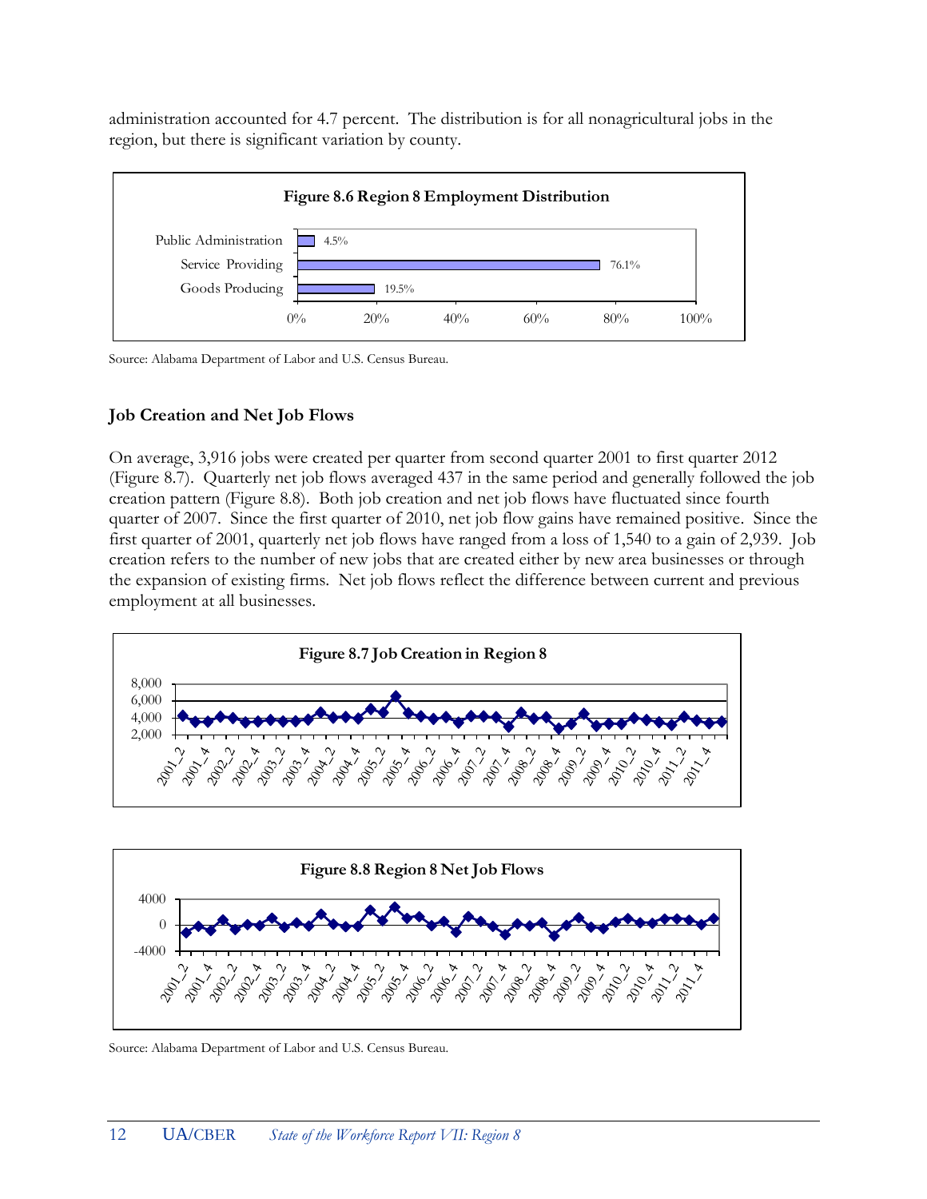administration accounted for 4.7 percent. The distribution is for all nonagricultural jobs in the region, but there is significant variation by county.

**Figure 8.6 Region 8 Employment Distribution**

| Sector | Percent |
|---|---|
| Public Administration | 4.5% |
| Service Providing | 76.1% |
| Goods Producing | 19.5% |

Source: Alabama Department of Labor and U.S. Census Bureau.

### Job Creation and Net Job Flows

On average, 3,916 jobs were created per quarter from second quarter 2001 to first quarter 2012 (Figure 8.7). Quarterly net job flows averaged 437 in the same period and generally followed the job creation pattern (Figure 8.8). Both job creation and net job flows have fluctuated since fourth quarter of 2007. Since the first quarter of 2010, net job flow gains have remained positive. Since the first quarter of 2001, quarterly net job flows have ranged from a loss of 1,540 to a gain of 2,939. Job creation refers to the number of new jobs that are created either by new area businesses or through the expansion of existing firms. Net job flows reflect the difference between current and previous employment at all businesses.

**Figure 8.7 Job Creation in Region 8**

**Figure 8.8 Region 8 Net Job Flows**

Source: Alabama Department of Labor and U.S. Census Bureau.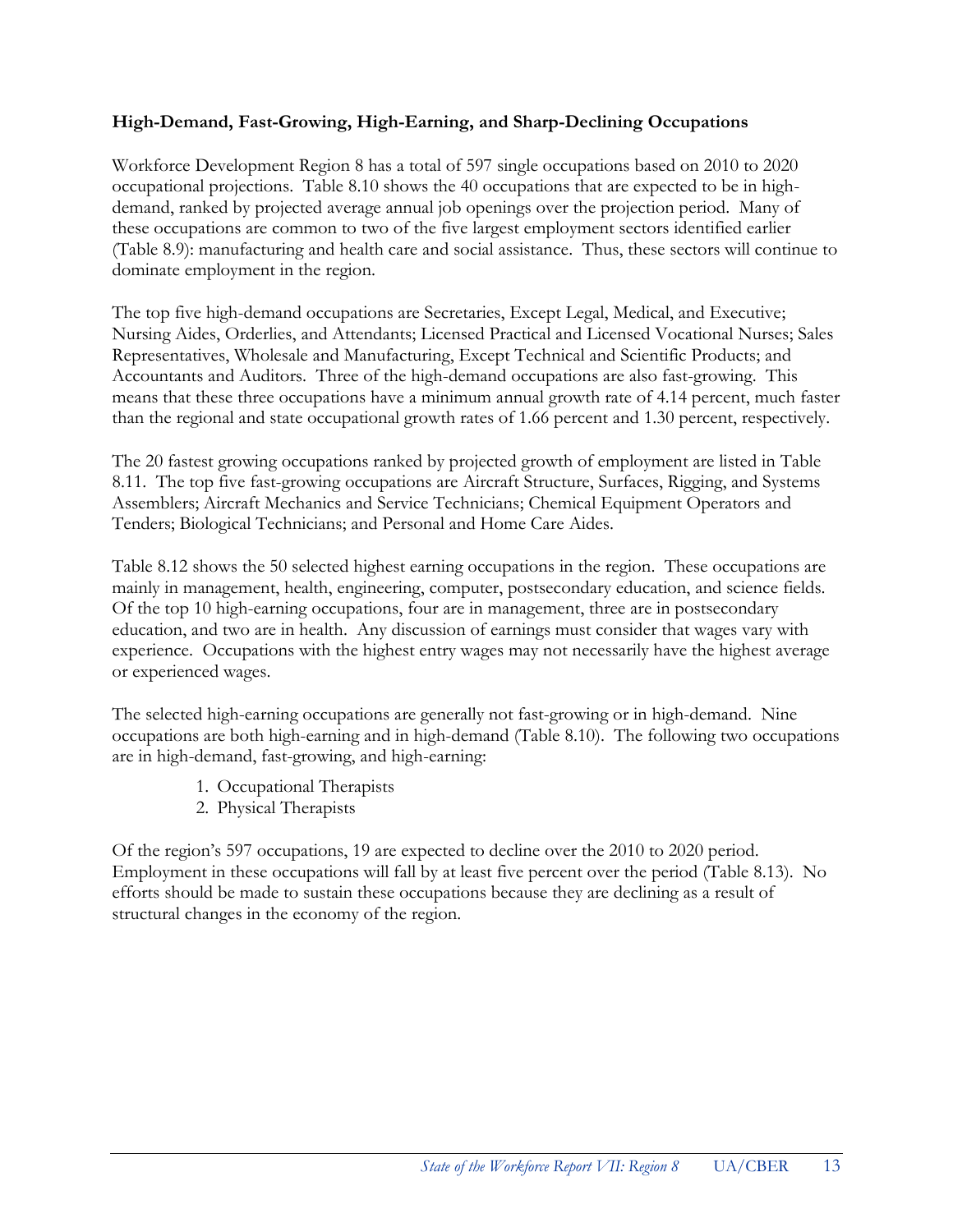**High-Demand, Fast-Growing, High-Earning, and Sharp-Declining Occupations**

Workforce Development Region 8 has a total of 597 single occupations based on 2010 to 2020 occupational projections. Table 8.10 shows the 40 occupations that are expected to be in high-demand, ranked by projected average annual job openings over the projection period. Many of these occupations are common to two of the five largest employment sectors identified earlier (Table 8.9): manufacturing and health care and social assistance. Thus, these sectors will continue to dominate employment in the region.

The top five high-demand occupations are Secretaries, Except Legal, Medical, and Executive; Nursing Aides, Orderlies, and Attendants; Licensed Practical and Licensed Vocational Nurses; Sales Representatives, Wholesale and Manufacturing, Except Technical and Scientific Products; and Accountants and Auditors. Three of the high-demand occupations are also fast-growing. This means that these three occupations have a minimum annual growth rate of 4.14 percent, much faster than the regional and state occupational growth rates of 1.66 percent and 1.30 percent, respectively.

The 20 fastest growing occupations ranked by projected growth of employment are listed in Table 8.11. The top five fast-growing occupations are Aircraft Structure, Surfaces, Rigging, and Systems Assemblers; Aircraft Mechanics and Service Technicians; Chemical Equipment Operators and Tenders; Biological Technicians; and Personal and Home Care Aides.

Table 8.12 shows the 50 selected highest earning occupations in the region. These occupations are mainly in management, health, engineering, computer, postsecondary education, and science fields. Of the top 10 high-earning occupations, four are in management, three are in postsecondary education, and two are in health. Any discussion of earnings must consider that wages vary with experience. Occupations with the highest entry wages may not necessarily have the highest average or experienced wages.

The selected high-earning occupations are generally not fast-growing or in high-demand. Nine occupations are both high-earning and in high-demand (Table 8.10). The following two occupations are in high-demand, fast-growing, and high-earning:

1. Occupational Therapists
2. Physical Therapists

Of the region's 597 occupations, 19 are expected to decline over the 2010 to 2020 period. Employment in these occupations will fall by at least five percent over the period (Table 8.13). No efforts should be made to sustain these occupations because they are declining as a result of structural changes in the economy of the region.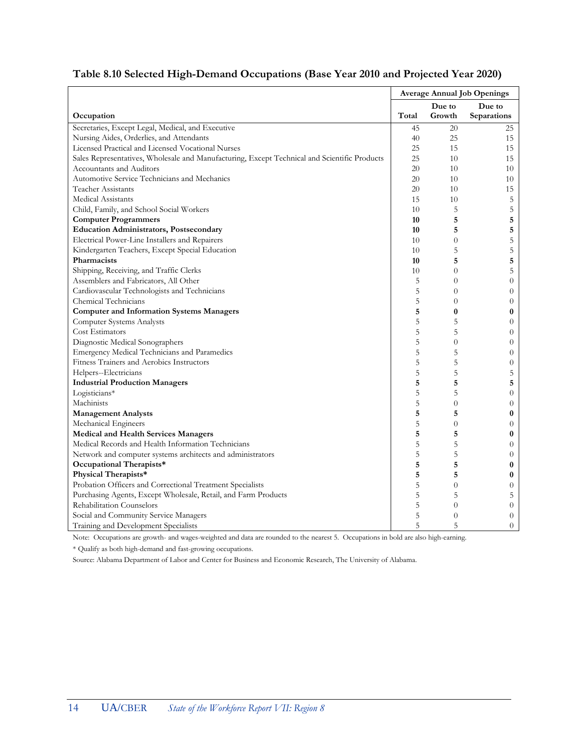## Table 8.10 Selected High-Demand Occupations (Base Year 2010 and Projected Year 2020)

| | Average Annual Job Openings | | |
|---|---|---|---|
| **Occupation** | **Total** | **Due to Growth** | **Due to Separations** |
| Secretaries, Except Legal, Medical, and Executive | 45 | 20 | 25 |
| Nursing Aides, Orderlies, and Attendants | 40 | 25 | 15 |
| Licensed Practical and Licensed Vocational Nurses | 25 | 15 | 15 |
| Sales Representatives, Wholesale and Manufacturing, Except Technical and Scientific Products | 25 | 10 | 15 |
| Accountants and Auditors | 20 | 10 | 10 |
| Automotive Service Technicians and Mechanics | 20 | 10 | 10 |
| Teacher Assistants | 20 | 10 | 15 |
| Medical Assistants | 15 | 10 | 5 |
| Child, Family, and School Social Workers | 10 | 5 | 5 |
| **Computer Programmers** | **10** | **5** | **5** |
| **Education Administrators, Postsecondary** | **10** | **5** | **5** |
| Electrical Power-Line Installers and Repairers | 10 | 0 | 5 |
| Kindergarten Teachers, Except Special Education | 10 | 5 | 5 |
| **Pharmacists** | **10** | **5** | **5** |
| Shipping, Receiving, and Traffic Clerks | 10 | 0 | 5 |
| Assemblers and Fabricators, All Other | 5 | 0 | 0 |
| Cardiovascular Technologists and Technicians | 5 | 0 | 0 |
| Chemical Technicians | 5 | 0 | 0 |
| **Computer and Information Systems Managers** | **5** | **0** | **0** |
| Computer Systems Analysts | 5 | 5 | 0 |
| Cost Estimators | 5 | 5 | 0 |
| Diagnostic Medical Sonographers | 5 | 0 | 0 |
| Emergency Medical Technicians and Paramedics | 5 | 5 | 0 |
| Fitness Trainers and Aerobics Instructors | 5 | 5 | 0 |
| Helpers--Electricians | 5 | 5 | 5 |
| **Industrial Production Managers** | **5** | **5** | **5** |
| Logisticians* | 5 | 5 | 0 |
| Machinists | 5 | 0 | 0 |
| **Management Analysts** | **5** | **5** | **0** |
| Mechanical Engineers | 5 | 0 | 0 |
| **Medical and Health Services Managers** | **5** | **5** | **0** |
| Medical Records and Health Information Technicians | 5 | 5 | 0 |
| Network and computer systems architects and administrators | 5 | 5 | 0 |
| **Occupational Therapists*** | **5** | **5** | **0** |
| **Physical Therapists*** | **5** | **5** | **0** |
| Probation Officers and Correctional Treatment Specialists | 5 | 0 | 0 |
| Purchasing Agents, Except Wholesale, Retail, and Farm Products | 5 | 5 | 5 |
| Rehabilitation Counselors | 5 | 0 | 0 |
| Social and Community Service Managers | 5 | 0 | 0 |
| Training and Development Specialists | 5 | 5 | 0 |

Note: Occupations are growth- and wages-weighted and data are rounded to the nearest 5. Occupations in bold are also high-earning.

* Qualify as both high-demand and fast-growing occupations.

Source: Alabama Department of Labor and Center for Business and Economic Research, The University of Alabama.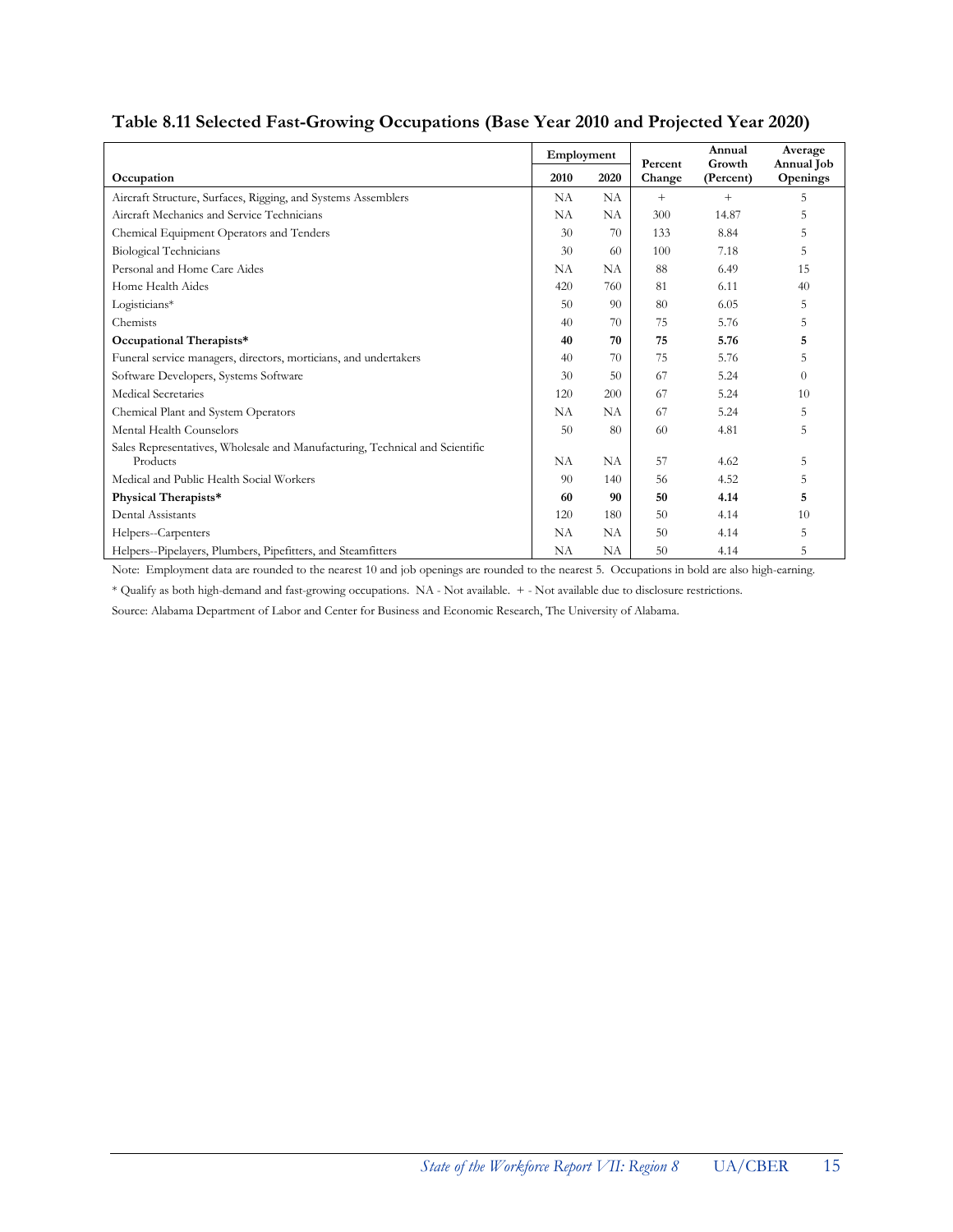## Table 8.11 Selected Fast-Growing Occupations (Base Year 2010 and Projected Year 2020)

| Occupation | Employment 2010 | Employment 2020 | Percent Change | Annual Growth (Percent) | Average Annual Job Openings |
|---|---|---|---|---|---|
| Aircraft Structure, Surfaces, Rigging, and Systems Assemblers | NA | NA | + | + | 5 |
| Aircraft Mechanics and Service Technicians | NA | NA | 300 | 14.87 | 5 |
| Chemical Equipment Operators and Tenders | 30 | 70 | 133 | 8.84 | 5 |
| Biological Technicians | 30 | 60 | 100 | 7.18 | 5 |
| Personal and Home Care Aides | NA | NA | 88 | 6.49 | 15 |
| Home Health Aides | 420 | 760 | 81 | 6.11 | 40 |
| Logisticians* | 50 | 90 | 80 | 6.05 | 5 |
| Chemists | 40 | 70 | 75 | 5.76 | 5 |
| **Occupational Therapists*** | **40** | **70** | **75** | **5.76** | **5** |
| Funeral service managers, directors, morticians, and undertakers | 40 | 70 | 75 | 5.76 | 5 |
| Software Developers, Systems Software | 30 | 50 | 67 | 5.24 | 0 |
| Medical Secretaries | 120 | 200 | 67 | 5.24 | 10 |
| Chemical Plant and System Operators | NA | NA | 67 | 5.24 | 5 |
| Mental Health Counselors | 50 | 80 | 60 | 4.81 | 5 |
| Sales Representatives, Wholesale and Manufacturing, Technical and Scientific Products | NA | NA | 57 | 4.62 | 5 |
| Medical and Public Health Social Workers | 90 | 140 | 56 | 4.52 | 5 |
| **Physical Therapists*** | **60** | **90** | **50** | **4.14** | **5** |
| Dental Assistants | 120 | 180 | 50 | 4.14 | 10 |
| Helpers--Carpenters | NA | NA | 50 | 4.14 | 5 |
| Helpers--Pipelayers, Plumbers, Pipefitters, and Steamfitters | NA | NA | 50 | 4.14 | 5 |

Note: Employment data are rounded to the nearest 10 and job openings are rounded to the nearest 5. Occupations in bold are also high-earning.

* Qualify as both high-demand and fast-growing occupations. NA - Not available. + - Not available due to disclosure restrictions.

Source: Alabama Department of Labor and Center for Business and Economic Research, The University of Alabama.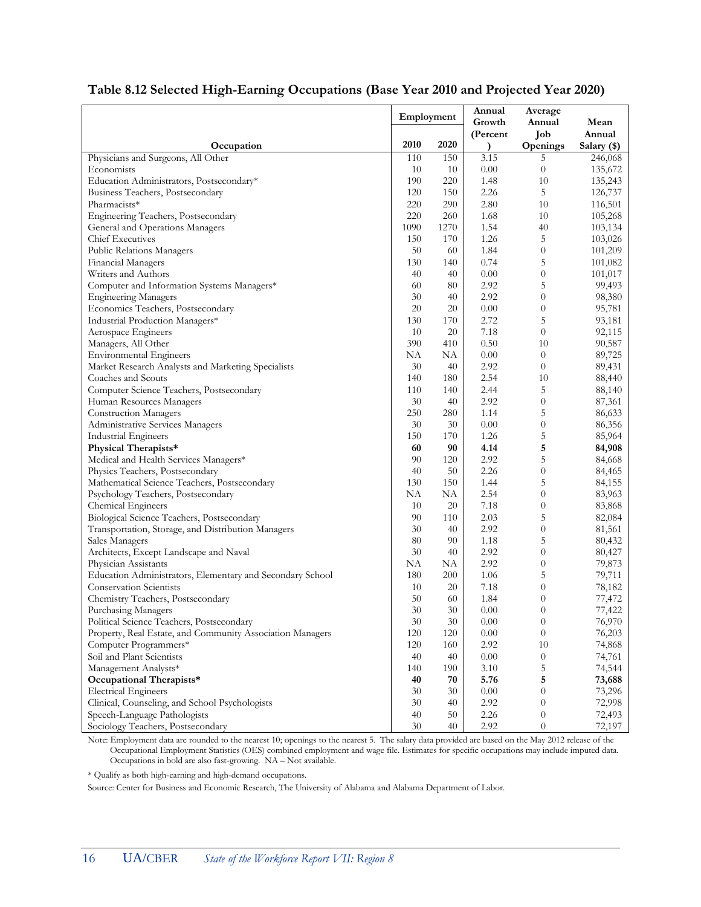## Table 8.12 Selected High-Earning Occupations (Base Year 2010 and Projected Year 2020)

| Occupation | Employment | | Annual Growth (Percent) | Average Annual Job Openings | Mean Annual Salary ($) |
|---|---|---|---|---|---|
| | 2010 | 2020 | | | |
| Physicians and Surgeons, All Other | 110 | 150 | 3.15 | 5 | 246,068 |
| Economists | 10 | 10 | 0.00 | 0 | 135,672 |
| Education Administrators, Postsecondary* | 190 | 220 | 1.48 | 10 | 135,243 |
| Business Teachers, Postsecondary | 120 | 150 | 2.26 | 5 | 126,737 |
| Pharmacists* | 220 | 290 | 2.80 | 10 | 116,501 |
| Engineering Teachers, Postsecondary | 220 | 260 | 1.68 | 10 | 105,268 |
| General and Operations Managers | 1090 | 1270 | 1.54 | 40 | 103,134 |
| Chief Executives | 150 | 170 | 1.26 | 5 | 103,026 |
| Public Relations Managers | 50 | 60 | 1.84 | 0 | 101,209 |
| Financial Managers | 130 | 140 | 0.74 | 5 | 101,082 |
| Writers and Authors | 40 | 40 | 0.00 | 0 | 101,017 |
| Computer and Information Systems Managers* | 60 | 80 | 2.92 | 5 | 99,493 |
| Engineering Managers | 30 | 40 | 2.92 | 0 | 98,380 |
| Economics Teachers, Postsecondary | 20 | 20 | 0.00 | 0 | 95,781 |
| Industrial Production Managers* | 130 | 170 | 2.72 | 5 | 93,181 |
| Aerospace Engineers | 10 | 20 | 7.18 | 0 | 92,115 |
| Managers, All Other | 390 | 410 | 0.50 | 10 | 90,587 |
| Environmental Engineers | NA | NA | 0.00 | 0 | 89,725 |
| Market Research Analysts and Marketing Specialists | 30 | 40 | 2.92 | 0 | 89,431 |
| Coaches and Scouts | 140 | 180 | 2.54 | 10 | 88,440 |
| Computer Science Teachers, Postsecondary | 110 | 140 | 2.44 | 5 | 88,140 |
| Human Resources Managers | 30 | 40 | 2.92 | 0 | 87,361 |
| Construction Managers | 250 | 280 | 1.14 | 5 | 86,633 |
| Administrative Services Managers | 30 | 30 | 0.00 | 0 | 86,356 |
| Industrial Engineers | 150 | 170 | 1.26 | 5 | 85,964 |
| **Physical Therapists*** | **60** | **90** | **4.14** | **5** | **84,908** |
| Medical and Health Services Managers* | 90 | 120 | 2.92 | 5 | 84,668 |
| Physics Teachers, Postsecondary | 40 | 50 | 2.26 | 0 | 84,465 |
| Mathematical Science Teachers, Postsecondary | 130 | 150 | 1.44 | 5 | 84,155 |
| Psychology Teachers, Postsecondary | NA | NA | 2.54 | 0 | 83,963 |
| Chemical Engineers | 10 | 20 | 7.18 | 0 | 83,868 |
| Biological Science Teachers, Postsecondary | 90 | 110 | 2.03 | 5 | 82,084 |
| Transportation, Storage, and Distribution Managers | 30 | 40 | 2.92 | 0 | 81,561 |
| Sales Managers | 80 | 90 | 1.18 | 5 | 80,432 |
| Architects, Except Landscape and Naval | 30 | 40 | 2.92 | 0 | 80,427 |
| Physician Assistants | NA | NA | 2.92 | 0 | 79,873 |
| Education Administrators, Elementary and Secondary School | 180 | 200 | 1.06 | 5 | 79,711 |
| Conservation Scientists | 10 | 20 | 7.18 | 0 | 78,182 |
| Chemistry Teachers, Postsecondary | 50 | 60 | 1.84 | 0 | 77,472 |
| Purchasing Managers | 30 | 30 | 0.00 | 0 | 77,422 |
| Political Science Teachers, Postsecondary | 30 | 30 | 0.00 | 0 | 76,970 |
| Property, Real Estate, and Community Association Managers | 120 | 120 | 0.00 | 0 | 76,203 |
| Computer Programmers* | 120 | 160 | 2.92 | 10 | 74,868 |
| Soil and Plant Scientists | 40 | 40 | 0.00 | 0 | 74,761 |
| Management Analysts* | 140 | 190 | 3.10 | 5 | 74,544 |
| **Occupational Therapists*** | **40** | **70** | **5.76** | **5** | **73,688** |
| Electrical Engineers | 30 | 30 | 0.00 | 0 | 73,296 |
| Clinical, Counseling, and School Psychologists | 30 | 40 | 2.92 | 0 | 72,998 |
| Speech-Language Pathologists | 40 | 50 | 2.26 | 0 | 72,493 |
| Sociology Teachers, Postsecondary | 30 | 40 | 2.92 | 0 | 72,197 |

Note: Employment data are rounded to the nearest 10; openings to the nearest 5. The salary data provided are based on the May 2012 release of the Occupational Employment Statistics (OES) combined employment and wage file. Estimates for specific occupations may include imputed data. Occupations in bold are also fast-growing. NA – Not available.

* Qualify as both high-earning and high-demand occupations.

Source: Center for Business and Economic Research, The University of Alabama and Alabama Department of Labor.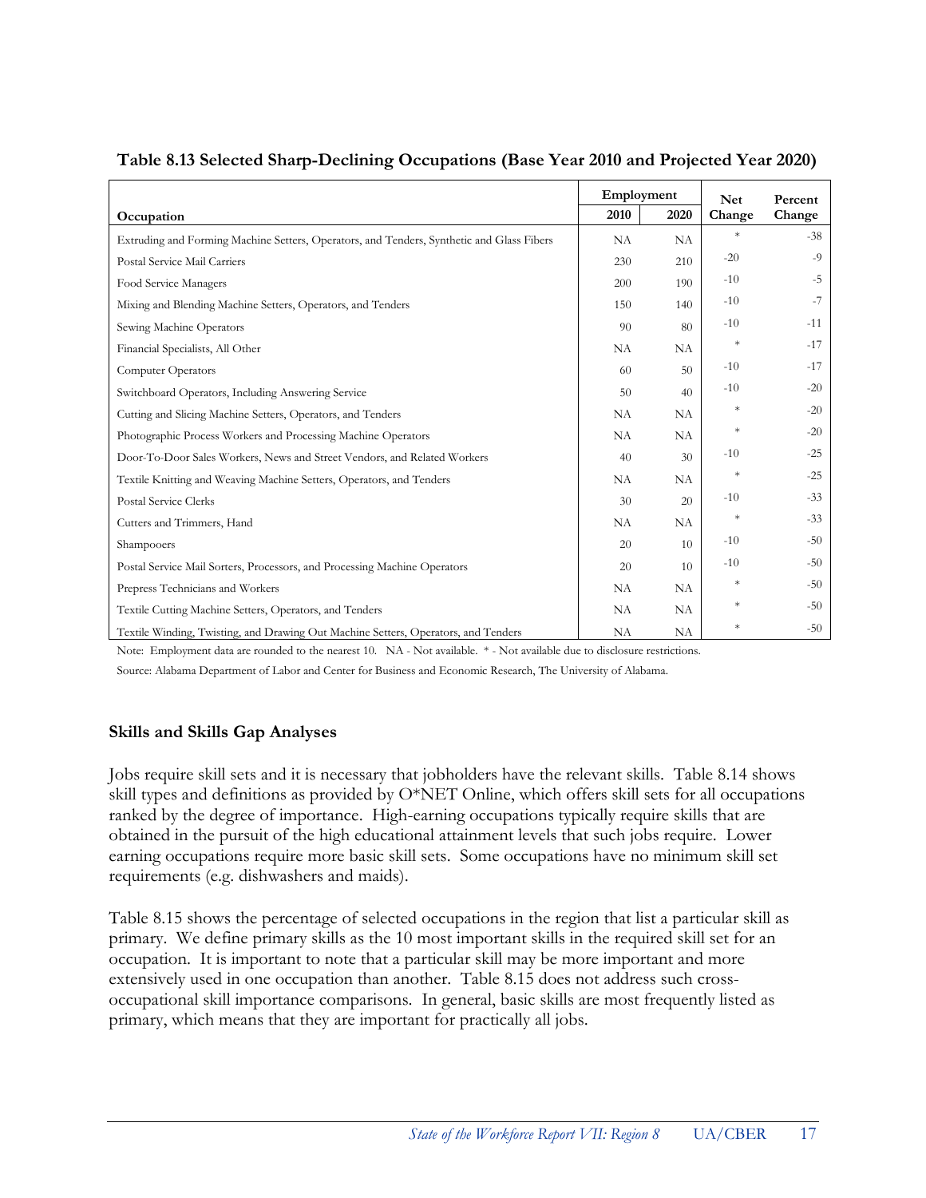**Table 8.13 Selected Sharp-Declining Occupations (Base Year 2010 and Projected Year 2020)**

| Occupation | Employment | | Net Change | Percent Change |
|---|---|---|---|---|
| | 2010 | 2020 | | |
| Extruding and Forming Machine Setters, Operators, and Tenders, Synthetic and Glass Fibers | NA | NA | * | -38 |
| Postal Service Mail Carriers | 230 | 210 | -20 | -9 |
| Food Service Managers | 200 | 190 | -10 | -5 |
| Mixing and Blending Machine Setters, Operators, and Tenders | 150 | 140 | -10 | -7 |
| Sewing Machine Operators | 90 | 80 | -10 | -11 |
| Financial Specialists, All Other | NA | NA | * | -17 |
| Computer Operators | 60 | 50 | -10 | -17 |
| Switchboard Operators, Including Answering Service | 50 | 40 | -10 | -20 |
| Cutting and Slicing Machine Setters, Operators, and Tenders | NA | NA | * | -20 |
| Photographic Process Workers and Processing Machine Operators | NA | NA | * | -20 |
| Door-To-Door Sales Workers, News and Street Vendors, and Related Workers | 40 | 30 | -10 | -25 |
| Textile Knitting and Weaving Machine Setters, Operators, and Tenders | NA | NA | * | -25 |
| Postal Service Clerks | 30 | 20 | -10 | -33 |
| Cutters and Trimmers, Hand | NA | NA | * | -33 |
| Shampooers | 20 | 10 | -10 | -50 |
| Postal Service Mail Sorters, Processors, and Processing Machine Operators | 20 | 10 | -10 | -50 |
| Prepress Technicians and Workers | NA | NA | * | -50 |
| Textile Cutting Machine Setters, Operators, and Tenders | NA | NA | * | -50 |
| Textile Winding, Twisting, and Drawing Out Machine Setters, Operators, and Tenders | NA | NA | * | -50 |

Note: Employment data are rounded to the nearest 10. NA - Not available. * - Not available due to disclosure restrictions.

Source: Alabama Department of Labor and Center for Business and Economic Research, The University of Alabama.

### Skills and Skills Gap Analyses

Jobs require skill sets and it is necessary that jobholders have the relevant skills. Table 8.14 shows skill types and definitions as provided by O*NET Online, which offers skill sets for all occupations ranked by the degree of importance. High-earning occupations typically require skills that are obtained in the pursuit of the high educational attainment levels that such jobs require. Lower earning occupations require more basic skill sets. Some occupations have no minimum skill set requirements (e.g. dishwashers and maids).

Table 8.15 shows the percentage of selected occupations in the region that list a particular skill as primary. We define primary skills as the 10 most important skills in the required skill set for an occupation. It is important to note that a particular skill may be more important and more extensively used in one occupation than another. Table 8.15 does not address such cross-occupational skill importance comparisons. In general, basic skills are most frequently listed as primary, which means that they are important for practically all jobs.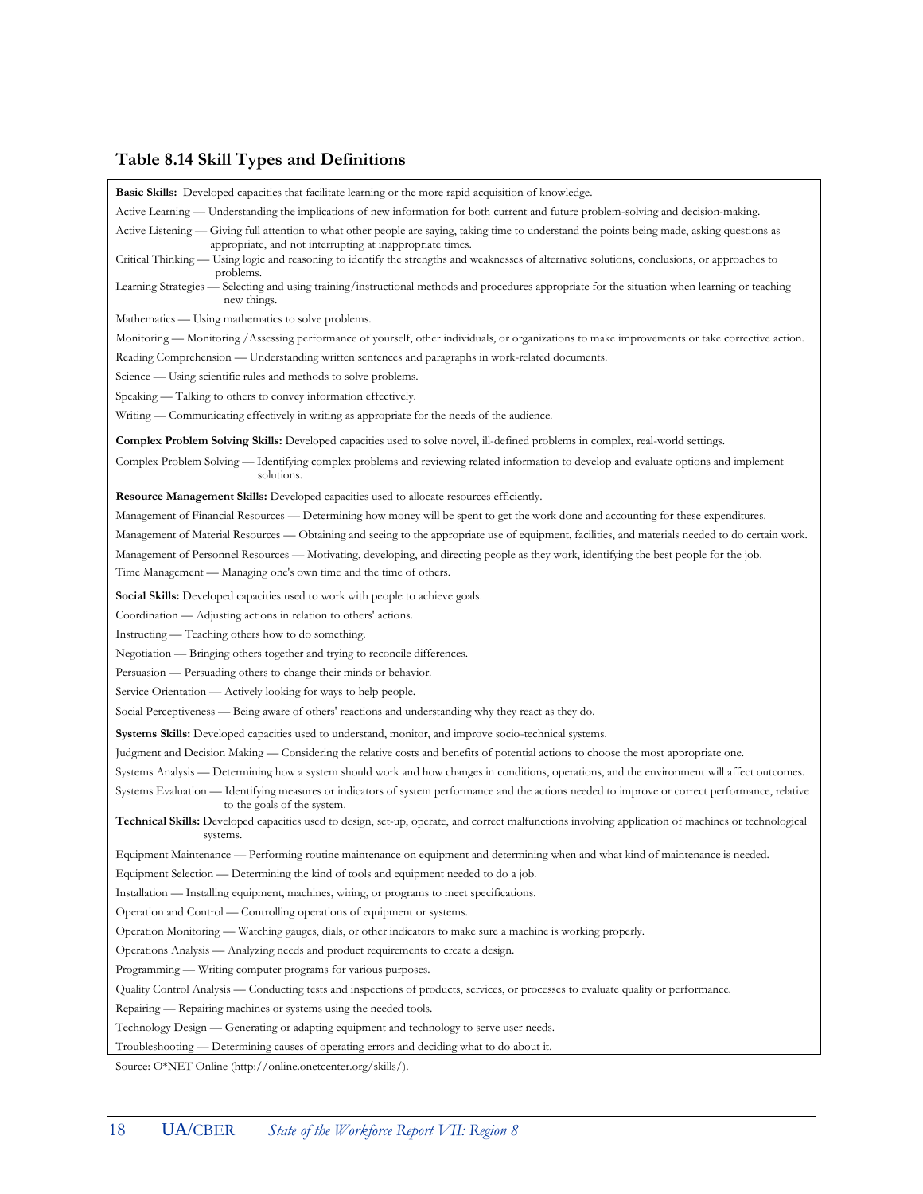### Table 8.14 Skill Types and Definitions

**Basic Skills:** Developed capacities that facilitate learning or the more rapid acquisition of knowledge.

Active Learning — Understanding the implications of new information for both current and future problem-solving and decision-making.

Active Listening — Giving full attention to what other people are saying, taking time to understand the points being made, asking questions as appropriate, and not interrupting at inappropriate times.

Critical Thinking — Using logic and reasoning to identify the strengths and weaknesses of alternative solutions, conclusions, or approaches to problems.

Learning Strategies — Selecting and using training/instructional methods and procedures appropriate for the situation when learning or teaching new things.

Mathematics — Using mathematics to solve problems.

Monitoring — Monitoring /Assessing performance of yourself, other individuals, or organizations to make improvements or take corrective action.

Reading Comprehension — Understanding written sentences and paragraphs in work-related documents.

Science — Using scientific rules and methods to solve problems.

Speaking — Talking to others to convey information effectively.

Writing — Communicating effectively in writing as appropriate for the needs of the audience.

**Complex Problem Solving Skills:** Developed capacities used to solve novel, ill-defined problems in complex, real-world settings.

Complex Problem Solving — Identifying complex problems and reviewing related information to develop and evaluate options and implement solutions.

**Resource Management Skills:** Developed capacities used to allocate resources efficiently.

Management of Financial Resources — Determining how money will be spent to get the work done and accounting for these expenditures.

Management of Material Resources — Obtaining and seeing to the appropriate use of equipment, facilities, and materials needed to do certain work.

Management of Personnel Resources — Motivating, developing, and directing people as they work, identifying the best people for the job.

Time Management — Managing one's own time and the time of others.

**Social Skills:** Developed capacities used to work with people to achieve goals.

Coordination — Adjusting actions in relation to others' actions.

Instructing — Teaching others how to do something.

Negotiation — Bringing others together and trying to reconcile differences.

Persuasion — Persuading others to change their minds or behavior.

Service Orientation — Actively looking for ways to help people.

Social Perceptiveness — Being aware of others' reactions and understanding why they react as they do.

**Systems Skills:** Developed capacities used to understand, monitor, and improve socio-technical systems.

Judgment and Decision Making — Considering the relative costs and benefits of potential actions to choose the most appropriate one.

Systems Analysis — Determining how a system should work and how changes in conditions, operations, and the environment will affect outcomes.

Systems Evaluation — Identifying measures or indicators of system performance and the actions needed to improve or correct performance, relative to the goals of the system.

**Technical Skills:** Developed capacities used to design, set-up, operate, and correct malfunctions involving application of machines or technological systems.

Equipment Maintenance — Performing routine maintenance on equipment and determining when and what kind of maintenance is needed.

Equipment Selection — Determining the kind of tools and equipment needed to do a job.

Installation — Installing equipment, machines, wiring, or programs to meet specifications.

Operation and Control — Controlling operations of equipment or systems.

Operation Monitoring — Watching gauges, dials, or other indicators to make sure a machine is working properly.

Operations Analysis — Analyzing needs and product requirements to create a design.

Programming — Writing computer programs for various purposes.

Quality Control Analysis — Conducting tests and inspections of products, services, or processes to evaluate quality or performance.

Repairing — Repairing machines or systems using the needed tools.

Technology Design — Generating or adapting equipment and technology to serve user needs.

Troubleshooting — Determining causes of operating errors and deciding what to do about it.

Source: O*NET Online (http://online.onetcenter.org/skills/).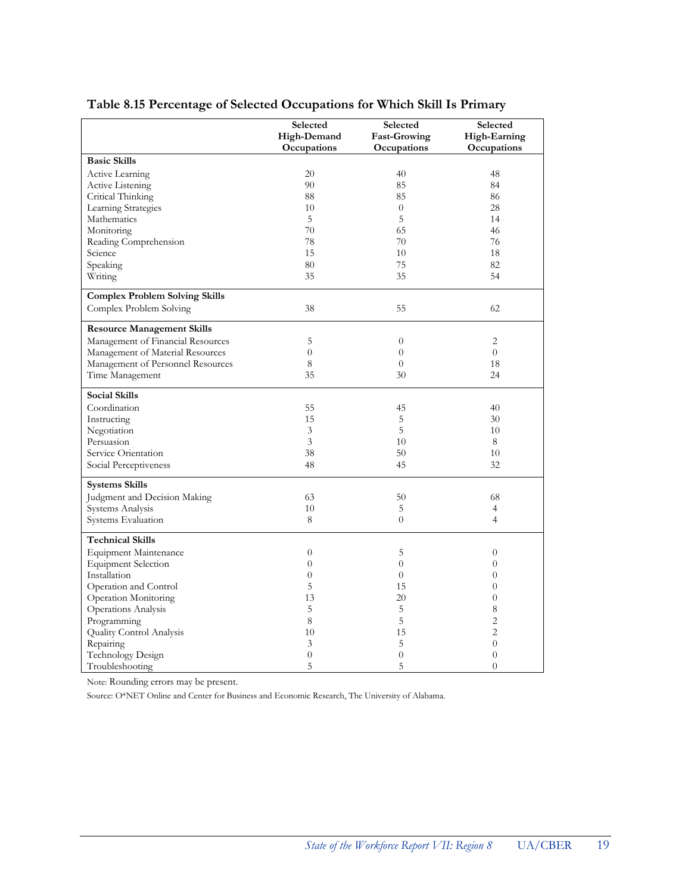## Table 8.15 Percentage of Selected Occupations for Which Skill Is Primary

| | Selected High-Demand Occupations | Selected Fast-Growing Occupations | Selected High-Earning Occupations |
|---|---|---|---|
| **Basic Skills** | | | |
| Active Learning | 20 | 40 | 48 |
| Active Listening | 90 | 85 | 84 |
| Critical Thinking | 88 | 85 | 86 |
| Learning Strategies | 10 | 0 | 28 |
| Mathematics | 5 | 5 | 14 |
| Monitoring | 70 | 65 | 46 |
| Reading Comprehension | 78 | 70 | 76 |
| Science | 15 | 10 | 18 |
| Speaking | 80 | 75 | 82 |
| Writing | 35 | 35 | 54 |
| **Complex Problem Solving Skills** | | | |
| Complex Problem Solving | 38 | 55 | 62 |
| **Resource Management Skills** | | | |
| Management of Financial Resources | 5 | 0 | 2 |
| Management of Material Resources | 0 | 0 | 0 |
| Management of Personnel Resources | 8 | 0 | 18 |
| Time Management | 35 | 30 | 24 |
| **Social Skills** | | | |
| Coordination | 55 | 45 | 40 |
| Instructing | 15 | 5 | 30 |
| Negotiation | 3 | 5 | 10 |
| Persuasion | 3 | 10 | 8 |
| Service Orientation | 38 | 50 | 10 |
| Social Perceptiveness | 48 | 45 | 32 |
| **Systems Skills** | | | |
| Judgment and Decision Making | 63 | 50 | 68 |
| Systems Analysis | 10 | 5 | 4 |
| Systems Evaluation | 8 | 0 | 4 |
| **Technical Skills** | | | |
| Equipment Maintenance | 0 | 5 | 0 |
| Equipment Selection | 0 | 0 | 0 |
| Installation | 0 | 0 | 0 |
| Operation and Control | 5 | 15 | 0 |
| Operation Monitoring | 13 | 20 | 0 |
| Operations Analysis | 5 | 5 | 8 |
| Programming | 8 | 5 | 2 |
| Quality Control Analysis | 10 | 15 | 2 |
| Repairing | 3 | 5 | 0 |
| Technology Design | 0 | 0 | 0 |
| Troubleshooting | 5 | 5 | 0 |

Note: Rounding errors may be present.

Source: O*NET Online and Center for Business and Economic Research, The University of Alabama.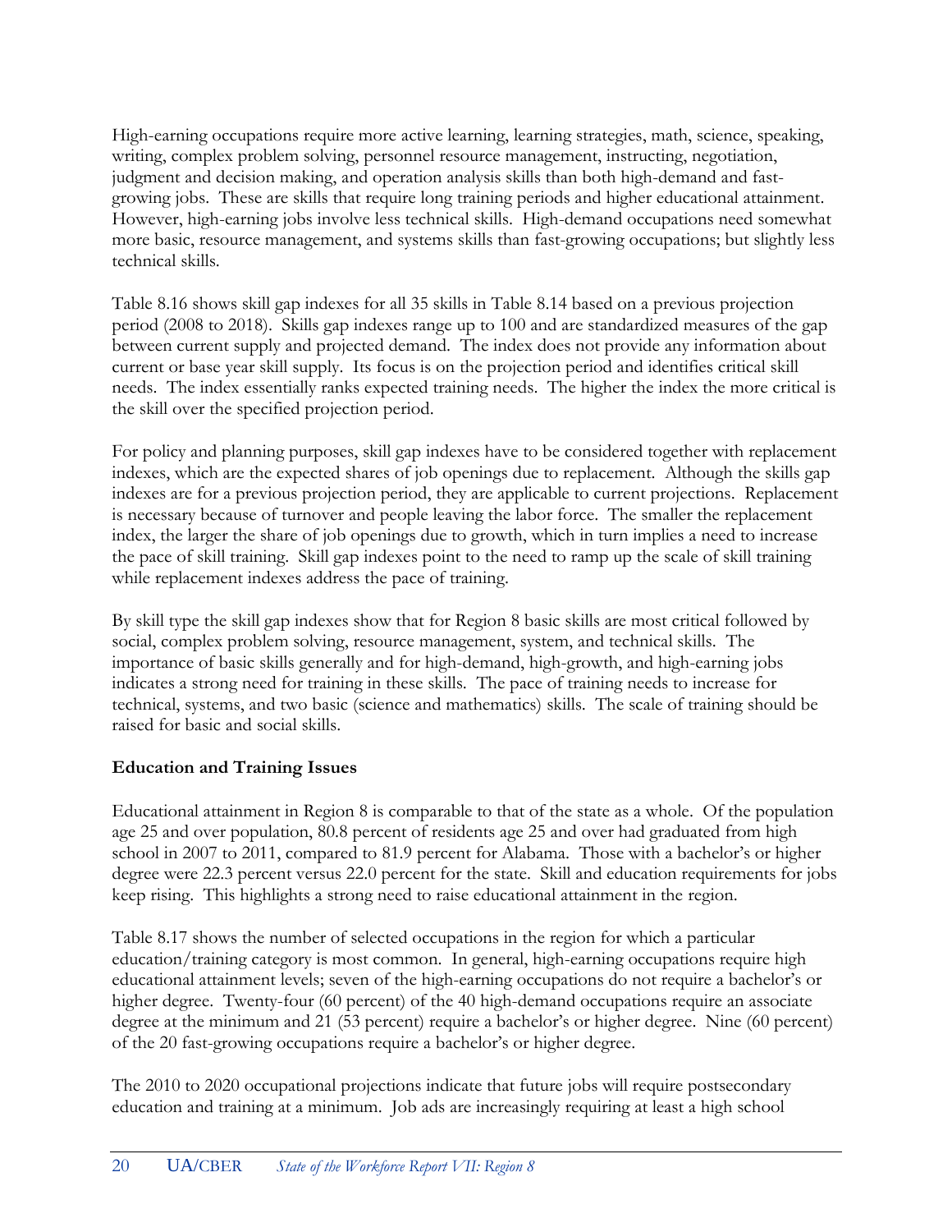High-earning occupations require more active learning, learning strategies, math, science, speaking, writing, complex problem solving, personnel resource management, instructing, negotiation, judgment and decision making, and operation analysis skills than both high-demand and fast-growing jobs. These are skills that require long training periods and higher educational attainment. However, high-earning jobs involve less technical skills. High-demand occupations need somewhat more basic, resource management, and systems skills than fast-growing occupations; but slightly less technical skills.

Table 8.16 shows skill gap indexes for all 35 skills in Table 8.14 based on a previous projection period (2008 to 2018). Skills gap indexes range up to 100 and are standardized measures of the gap between current supply and projected demand. The index does not provide any information about current or base year skill supply. Its focus is on the projection period and identifies critical skill needs. The index essentially ranks expected training needs. The higher the index the more critical is the skill over the specified projection period.

For policy and planning purposes, skill gap indexes have to be considered together with replacement indexes, which are the expected shares of job openings due to replacement. Although the skills gap indexes are for a previous projection period, they are applicable to current projections. Replacement is necessary because of turnover and people leaving the labor force. The smaller the replacement index, the larger the share of job openings due to growth, which in turn implies a need to increase the pace of skill training. Skill gap indexes point to the need to ramp up the scale of skill training while replacement indexes address the pace of training.

By skill type the skill gap indexes show that for Region 8 basic skills are most critical followed by social, complex problem solving, resource management, system, and technical skills. The importance of basic skills generally and for high-demand, high-growth, and high-earning jobs indicates a strong need for training in these skills. The pace of training needs to increase for technical, systems, and two basic (science and mathematics) skills. The scale of training should be raised for basic and social skills.

**Education and Training Issues**

Educational attainment in Region 8 is comparable to that of the state as a whole. Of the population age 25 and over population, 80.8 percent of residents age 25 and over had graduated from high school in 2007 to 2011, compared to 81.9 percent for Alabama. Those with a bachelor's or higher degree were 22.3 percent versus 22.0 percent for the state. Skill and education requirements for jobs keep rising. This highlights a strong need to raise educational attainment in the region.

Table 8.17 shows the number of selected occupations in the region for which a particular education/training category is most common. In general, high-earning occupations require high educational attainment levels; seven of the high-earning occupations do not require a bachelor's or higher degree. Twenty-four (60 percent) of the 40 high-demand occupations require an associate degree at the minimum and 21 (53 percent) require a bachelor's or higher degree. Nine (60 percent) of the 20 fast-growing occupations require a bachelor's or higher degree.

The 2010 to 2020 occupational projections indicate that future jobs will require postsecondary education and training at a minimum. Job ads are increasingly requiring at least a high school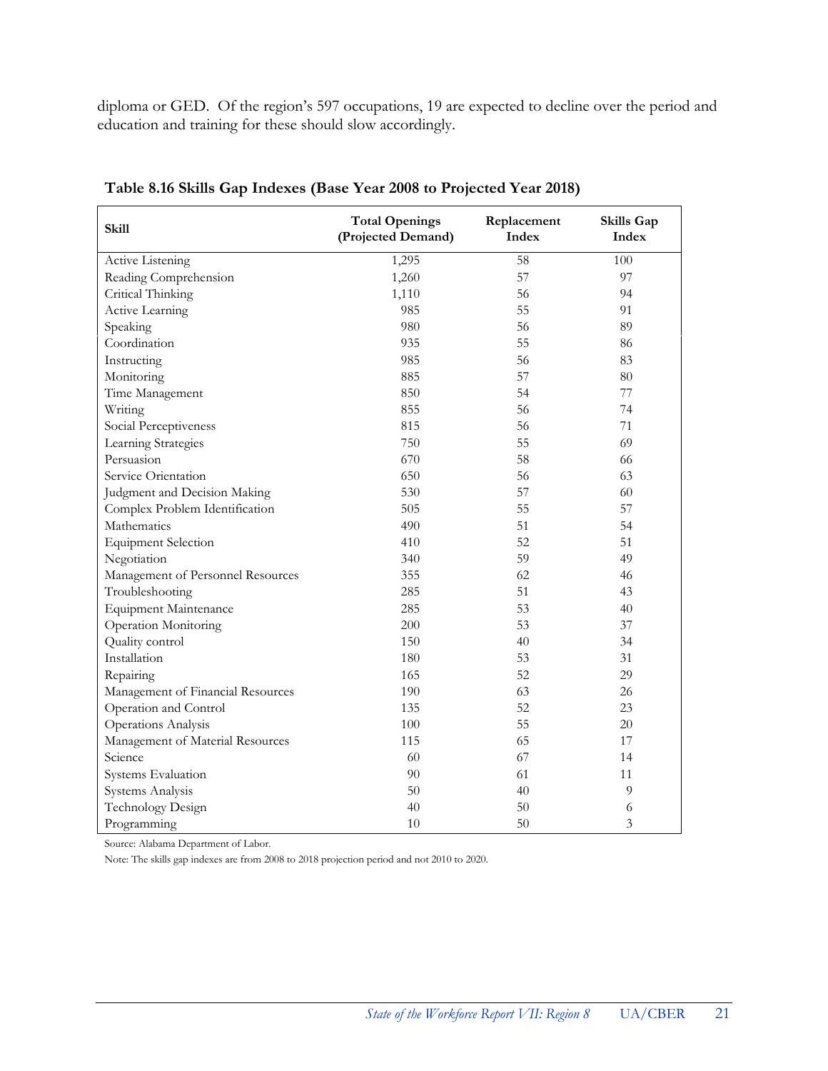diploma or GED. Of the region's 597 occupations, 19 are expected to decline over the period and education and training for these should slow accordingly.

**Table 8.16 Skills Gap Indexes (Base Year 2008 to Projected Year 2018)**

| Skill | Total Openings (Projected Demand) | Replacement Index | Skills Gap Index |
|---|---|---|---|
| Active Listening | 1,295 | 58 | 100 |
| Reading Comprehension | 1,260 | 57 | 97 |
| Critical Thinking | 1,110 | 56 | 94 |
| Active Learning | 985 | 55 | 91 |
| Speaking | 980 | 56 | 89 |
| Coordination | 935 | 55 | 86 |
| Instructing | 985 | 56 | 83 |
| Monitoring | 885 | 57 | 80 |
| Time Management | 850 | 54 | 77 |
| Writing | 855 | 56 | 74 |
| Social Perceptiveness | 815 | 56 | 71 |
| Learning Strategies | 750 | 55 | 69 |
| Persuasion | 670 | 58 | 66 |
| Service Orientation | 650 | 56 | 63 |
| Judgment and Decision Making | 530 | 57 | 60 |
| Complex Problem Identification | 505 | 55 | 57 |
| Mathematics | 490 | 51 | 54 |
| Equipment Selection | 410 | 52 | 51 |
| Negotiation | 340 | 59 | 49 |
| Management of Personnel Resources | 355 | 62 | 46 |
| Troubleshooting | 285 | 51 | 43 |
| Equipment Maintenance | 285 | 53 | 40 |
| Operation Monitoring | 200 | 53 | 37 |
| Quality control | 150 | 40 | 34 |
| Installation | 180 | 53 | 31 |
| Repairing | 165 | 52 | 29 |
| Management of Financial Resources | 190 | 63 | 26 |
| Operation and Control | 135 | 52 | 23 |
| Operations Analysis | 100 | 55 | 20 |
| Management of Material Resources | 115 | 65 | 17 |
| Science | 60 | 67 | 14 |
| Systems Evaluation | 90 | 61 | 11 |
| Systems Analysis | 50 | 40 | 9 |
| Technology Design | 40 | 50 | 6 |
| Programming | 10 | 50 | 3 |

Source: Alabama Department of Labor.

Note: The skills gap indexes are from 2008 to 2018 projection period and not 2010 to 2020.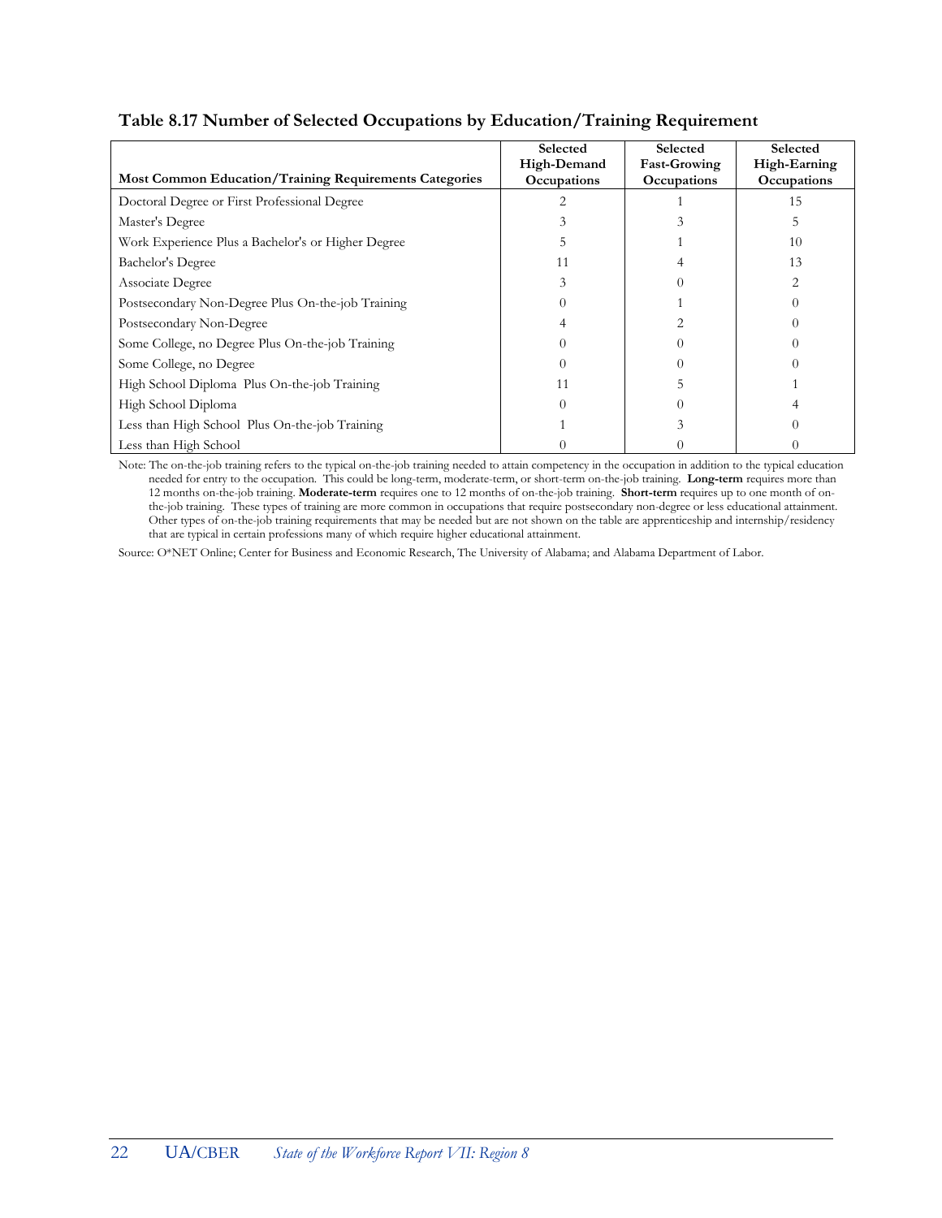## Table 8.17 Number of Selected Occupations by Education/Training Requirement

| Most Common Education/Training Requirements Categories | Selected High-Demand Occupations | Selected Fast-Growing Occupations | Selected High-Earning Occupations |
|---|---|---|---|
| Doctoral Degree or First Professional Degree | 2 | 1 | 15 |
| Master's Degree | 3 | 3 | 5 |
| Work Experience Plus a Bachelor's or Higher Degree | 5 | 1 | 10 |
| Bachelor's Degree | 11 | 4 | 13 |
| Associate Degree | 3 | 0 | 2 |
| Postsecondary Non-Degree Plus On-the-job Training | 0 | 1 | 0 |
| Postsecondary Non-Degree | 4 | 2 | 0 |
| Some College, no Degree Plus On-the-job Training | 0 | 0 | 0 |
| Some College, no Degree | 0 | 0 | 0 |
| High School Diploma Plus On-the-job Training | 11 | 5 | 1 |
| High School Diploma | 0 | 0 | 4 |
| Less than High School Plus On-the-job Training | 1 | 3 | 0 |
| Less than High School | 0 | 0 | 0 |

Note: The on-the-job training refers to the typical on-the-job training needed to attain competency in the occupation in addition to the typical education needed for entry to the occupation. This could be long-term, moderate-term, or short-term on-the-job training. **Long-term** requires more than 12 months on-the-job training. **Moderate-term** requires one to 12 months of on-the-job training. **Short-term** requires up to one month of on-the-job training. These types of training are more common in occupations that require postsecondary non-degree or less educational attainment. Other types of on-the-job training requirements that may be needed but are not shown on the table are apprenticeship and internship/residency that are typical in certain professions many of which require higher educational attainment.

Source: O*NET Online; Center for Business and Economic Research, The University of Alabama; and Alabama Department of Labor.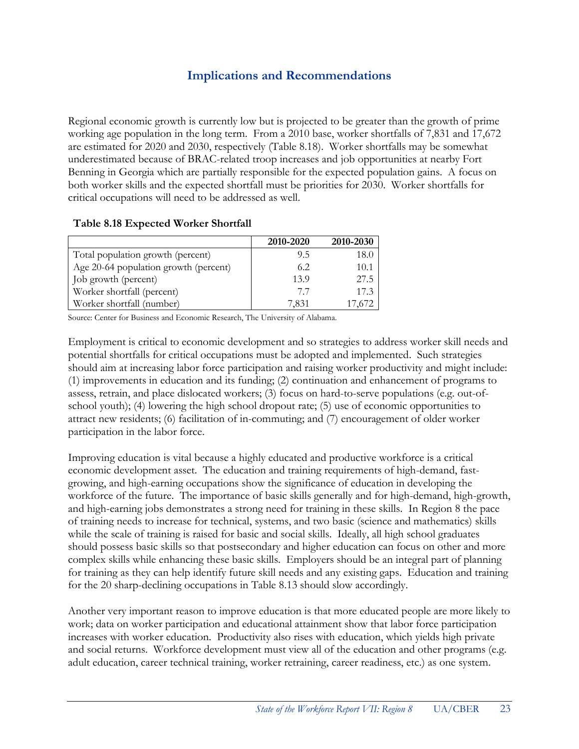## Implications and Recommendations

Regional economic growth is currently low but is projected to be greater than the growth of prime working age population in the long term. From a 2010 base, worker shortfalls of 7,831 and 17,672 are estimated for 2020 and 2030, respectively (Table 8.18). Worker shortfalls may be somewhat underestimated because of BRAC-related troop increases and job opportunities at nearby Fort Benning in Georgia which are partially responsible for the expected population gains. A focus on both worker skills and the expected shortfall must be priorities for 2030. Worker shortfalls for critical occupations will need to be addressed as well.

**Table 8.18 Expected Worker Shortfall**

| | 2010-2020 | 2010-2030 |
|---|---|---|
| Total population growth (percent) | 9.5 | 18.0 |
| Age 20-64 population growth (percent) | 6.2 | 10.1 |
| Job growth (percent) | 13.9 | 27.5 |
| Worker shortfall (percent) | 7.7 | 17.3 |
| Worker shortfall (number) | 7,831 | 17,672 |

Source: Center for Business and Economic Research, The University of Alabama.

Employment is critical to economic development and so strategies to address worker skill needs and potential shortfalls for critical occupations must be adopted and implemented. Such strategies should aim at increasing labor force participation and raising worker productivity and might include: (1) improvements in education and its funding; (2) continuation and enhancement of programs to assess, retrain, and place dislocated workers; (3) focus on hard-to-serve populations (e.g. out-of-school youth); (4) lowering the high school dropout rate; (5) use of economic opportunities to attract new residents; (6) facilitation of in-commuting; and (7) encouragement of older worker participation in the labor force.

Improving education is vital because a highly educated and productive workforce is a critical economic development asset. The education and training requirements of high-demand, fast-growing, and high-earning occupations show the significance of education in developing the workforce of the future. The importance of basic skills generally and for high-demand, high-growth, and high-earning jobs demonstrates a strong need for training in these skills. In Region 8 the pace of training needs to increase for technical, systems, and two basic (science and mathematics) skills while the scale of training is raised for basic and social skills. Ideally, all high school graduates should possess basic skills so that postsecondary and higher education can focus on other and more complex skills while enhancing these basic skills. Employers should be an integral part of planning for training as they can help identify future skill needs and any existing gaps. Education and training for the 20 sharp-declining occupations in Table 8.13 should slow accordingly.

Another very important reason to improve education is that more educated people are more likely to work; data on worker participation and educational attainment show that labor force participation increases with worker education. Productivity also rises with education, which yields high private and social returns. Workforce development must view all of the education and other programs (e.g. adult education, career technical training, worker retraining, career readiness, etc.) as one system.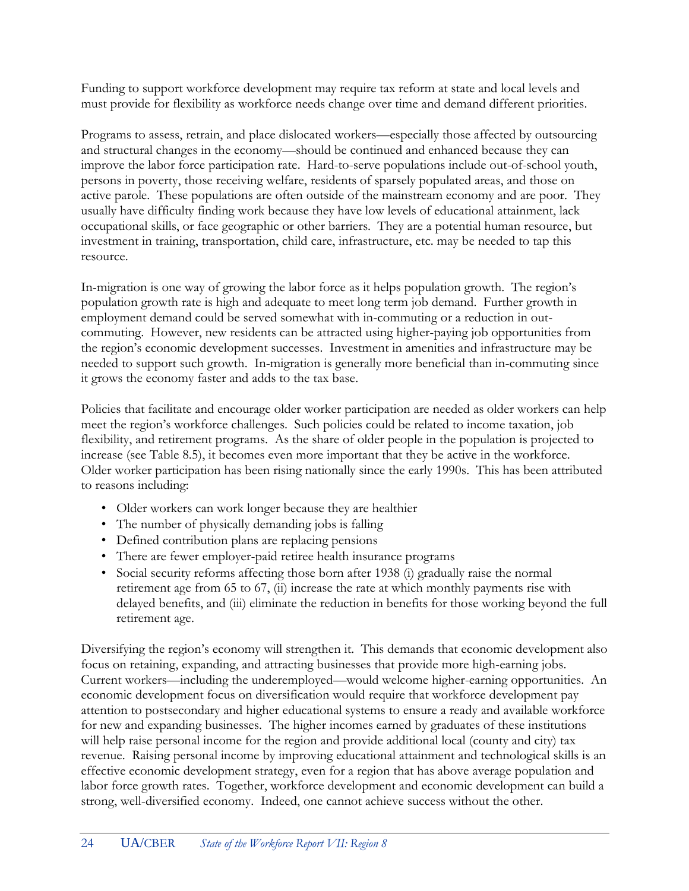Funding to support workforce development may require tax reform at state and local levels and must provide for flexibility as workforce needs change over time and demand different priorities.

Programs to assess, retrain, and place dislocated workers—especially those affected by outsourcing and structural changes in the economy—should be continued and enhanced because they can improve the labor force participation rate. Hard-to-serve populations include out-of-school youth, persons in poverty, those receiving welfare, residents of sparsely populated areas, and those on active parole. These populations are often outside of the mainstream economy and are poor. They usually have difficulty finding work because they have low levels of educational attainment, lack occupational skills, or face geographic or other barriers. They are a potential human resource, but investment in training, transportation, child care, infrastructure, etc. may be needed to tap this resource.

In-migration is one way of growing the labor force as it helps population growth. The region's population growth rate is high and adequate to meet long term job demand. Further growth in employment demand could be served somewhat with in-commuting or a reduction in out-commuting. However, new residents can be attracted using higher-paying job opportunities from the region's economic development successes. Investment in amenities and infrastructure may be needed to support such growth. In-migration is generally more beneficial than in-commuting since it grows the economy faster and adds to the tax base.

Policies that facilitate and encourage older worker participation are needed as older workers can help meet the region's workforce challenges. Such policies could be related to income taxation, job flexibility, and retirement programs. As the share of older people in the population is projected to increase (see Table 8.5), it becomes even more important that they be active in the workforce. Older worker participation has been rising nationally since the early 1990s. This has been attributed to reasons including:

- Older workers can work longer because they are healthier
- The number of physically demanding jobs is falling
- Defined contribution plans are replacing pensions
- There are fewer employer-paid retiree health insurance programs
- Social security reforms affecting those born after 1938 (i) gradually raise the normal retirement age from 65 to 67, (ii) increase the rate at which monthly payments rise with delayed benefits, and (iii) eliminate the reduction in benefits for those working beyond the full retirement age.

Diversifying the region's economy will strengthen it. This demands that economic development also focus on retaining, expanding, and attracting businesses that provide more high-earning jobs. Current workers—including the underemployed—would welcome higher-earning opportunities. An economic development focus on diversification would require that workforce development pay attention to postsecondary and higher educational systems to ensure a ready and available workforce for new and expanding businesses. The higher incomes earned by graduates of these institutions will help raise personal income for the region and provide additional local (county and city) tax revenue. Raising personal income by improving educational attainment and technological skills is an effective economic development strategy, even for a region that has above average population and labor force growth rates. Together, workforce development and economic development can build a strong, well-diversified economy. Indeed, one cannot achieve success without the other.